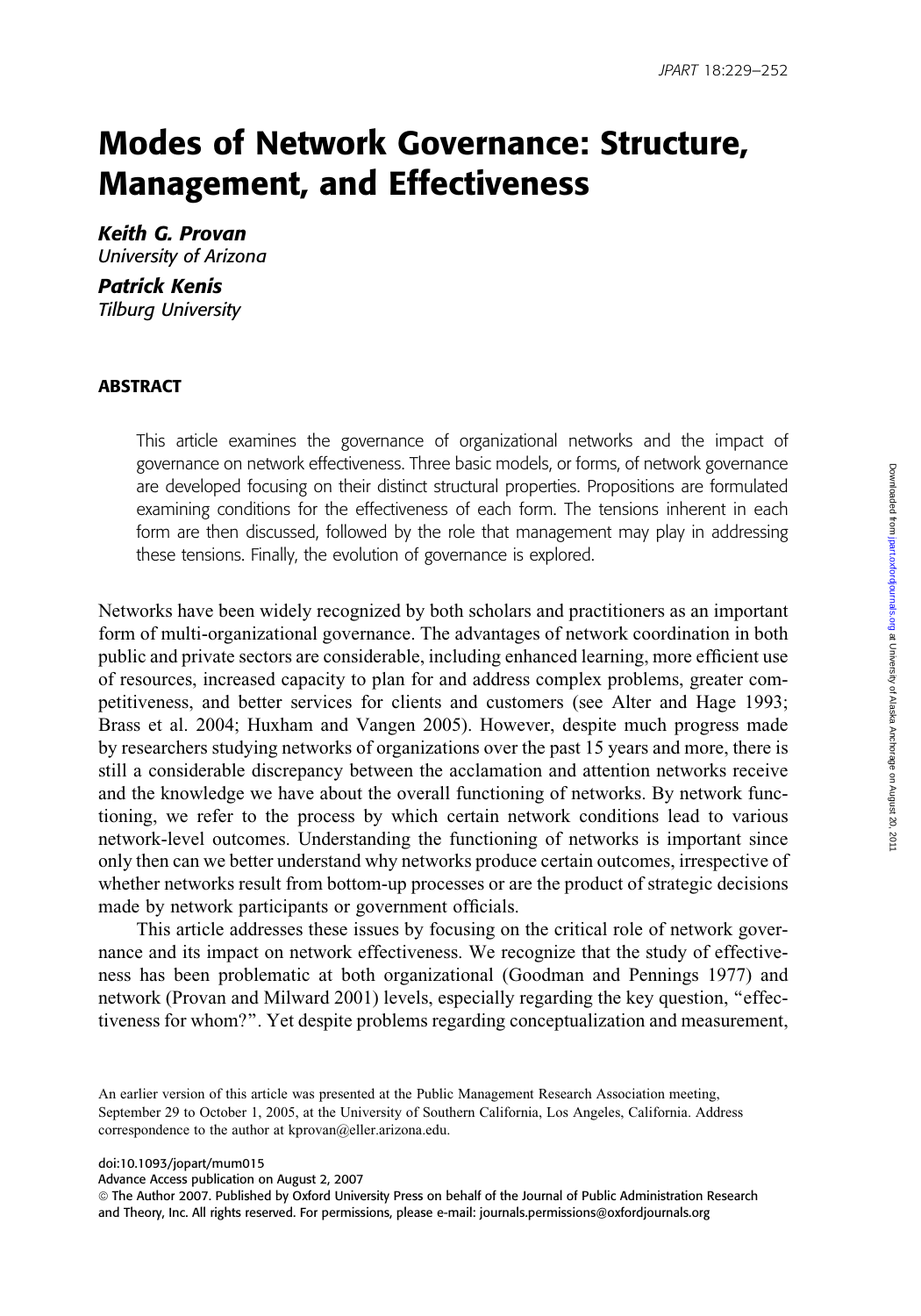# Modes of Network Governance: Structure, Management, and Effectiveness

***Keith G. Provan***
*University of Arizona*

***Patrick Kenis***
*Tilburg University*

## ABSTRACT

This article examines the governance of organizational networks and the impact of governance on network effectiveness. Three basic models, or forms, of network governance are developed focusing on their distinct structural properties. Propositions are formulated examining conditions for the effectiveness of each form. The tensions inherent in each form are then discussed, followed by the role that management may play in addressing these tensions. Finally, the evolution of governance is explored.

Networks have been widely recognized by both scholars and practitioners as an important form of multi-organizational governance. The advantages of network coordination in both public and private sectors are considerable, including enhanced learning, more efficient use of resources, increased capacity to plan for and address complex problems, greater competitiveness, and better services for clients and customers (see Alter and Hage 1993; Brass et al. 2004; Huxham and Vangen 2005). However, despite much progress made by researchers studying networks of organizations over the past 15 years and more, there is still a considerable discrepancy between the acclamation and attention networks receive and the knowledge we have about the overall functioning of networks. By network functioning, we refer to the process by which certain network conditions lead to various network-level outcomes. Understanding the functioning of networks is important since only then can we better understand why networks produce certain outcomes, irrespective of whether networks result from bottom-up processes or are the product of strategic decisions made by network participants or government officials.

This article addresses these issues by focusing on the critical role of network governance and its impact on network effectiveness. We recognize that the study of effectiveness has been problematic at both organizational (Goodman and Pennings 1977) and network (Provan and Milward 2001) levels, especially regarding the key question, "effectiveness for whom?". Yet despite problems regarding conceptualization and measurement,

An earlier version of this article was presented at the Public Management Research Association meeting, September 29 to October 1, 2005, at the University of Southern California, Los Angeles, California. Address correspondence to the author at kprovan@eller.arizona.edu.

doi:10.1093/jopart/mum015
Advance Access publication on August 2, 2007
© The Author 2007. Published by Oxford University Press on behalf of the Journal of Public Administration Research and Theory, Inc. All rights reserved. For permissions, please e-mail: journals.permissions@oxfordjournals.org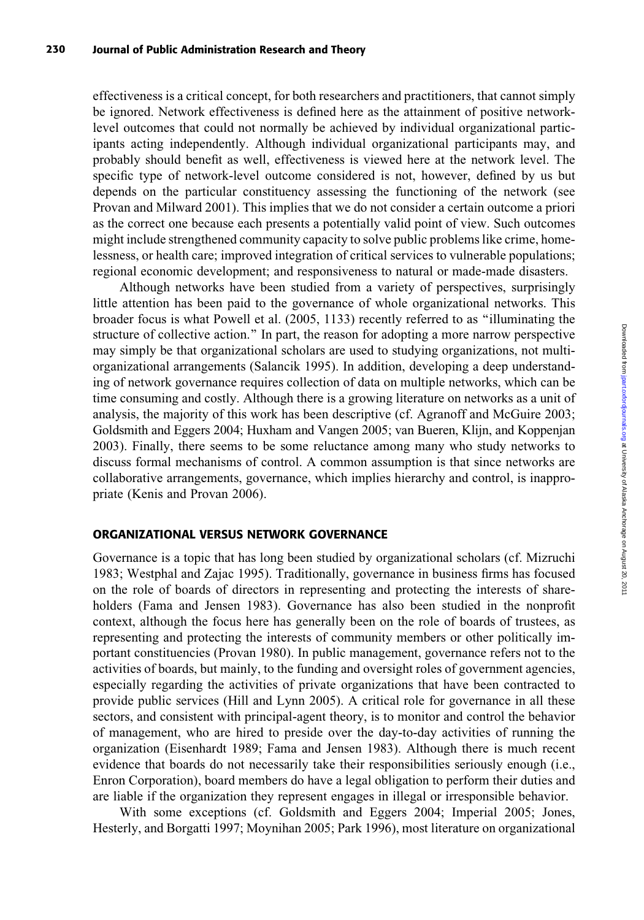effectiveness is a critical concept, for both researchers and practitioners, that cannot simply be ignored. Network effectiveness is defined here as the attainment of positive network-level outcomes that could not normally be achieved by individual organizational participants acting independently. Although individual organizational participants may, and probably should benefit as well, effectiveness is viewed here at the network level. The specific type of network-level outcome considered is not, however, defined by us but depends on the particular constituency assessing the functioning of the network (see Provan and Milward 2001). This implies that we do not consider a certain outcome a priori as the correct one because each presents a potentially valid point of view. Such outcomes might include strengthened community capacity to solve public problems like crime, homelessness, or health care; improved integration of critical services to vulnerable populations; regional economic development; and responsiveness to natural or made-made disasters.

Although networks have been studied from a variety of perspectives, surprisingly little attention has been paid to the governance of whole organizational networks. This broader focus is what Powell et al. (2005, 1133) recently referred to as "illuminating the structure of collective action." In part, the reason for adopting a more narrow perspective may simply be that organizational scholars are used to studying organizations, not multi-organizational arrangements (Salancik 1995). In addition, developing a deep understanding of network governance requires collection of data on multiple networks, which can be time consuming and costly. Although there is a growing literature on networks as a unit of analysis, the majority of this work has been descriptive (cf. Agranoff and McGuire 2003; Goldsmith and Eggers 2004; Huxham and Vangen 2005; van Bueren, Klijn, and Koppenjan 2003). Finally, there seems to be some reluctance among many who study networks to discuss formal mechanisms of control. A common assumption is that since networks are collaborative arrangements, governance, which implies hierarchy and control, is inappropriate (Kenis and Provan 2006).

## ORGANIZATIONAL VERSUS NETWORK GOVERNANCE

Governance is a topic that has long been studied by organizational scholars (cf. Mizruchi 1983; Westphal and Zajac 1995). Traditionally, governance in business firms has focused on the role of boards of directors in representing and protecting the interests of shareholders (Fama and Jensen 1983). Governance has also been studied in the nonprofit context, although the focus here has generally been on the role of boards of trustees, as representing and protecting the interests of community members or other politically important constituencies (Provan 1980). In public management, governance refers not to the activities of boards, but mainly, to the funding and oversight roles of government agencies, especially regarding the activities of private organizations that have been contracted to provide public services (Hill and Lynn 2005). A critical role for governance in all these sectors, and consistent with principal-agent theory, is to monitor and control the behavior of management, who are hired to preside over the day-to-day activities of running the organization (Eisenhardt 1989; Fama and Jensen 1983). Although there is much recent evidence that boards do not necessarily take their responsibilities seriously enough (i.e., Enron Corporation), board members do have a legal obligation to perform their duties and are liable if the organization they represent engages in illegal or irresponsible behavior.

With some exceptions (cf. Goldsmith and Eggers 2004; Imperial 2005; Jones, Hesterly, and Borgatti 1997; Moynihan 2005; Park 1996), most literature on organizational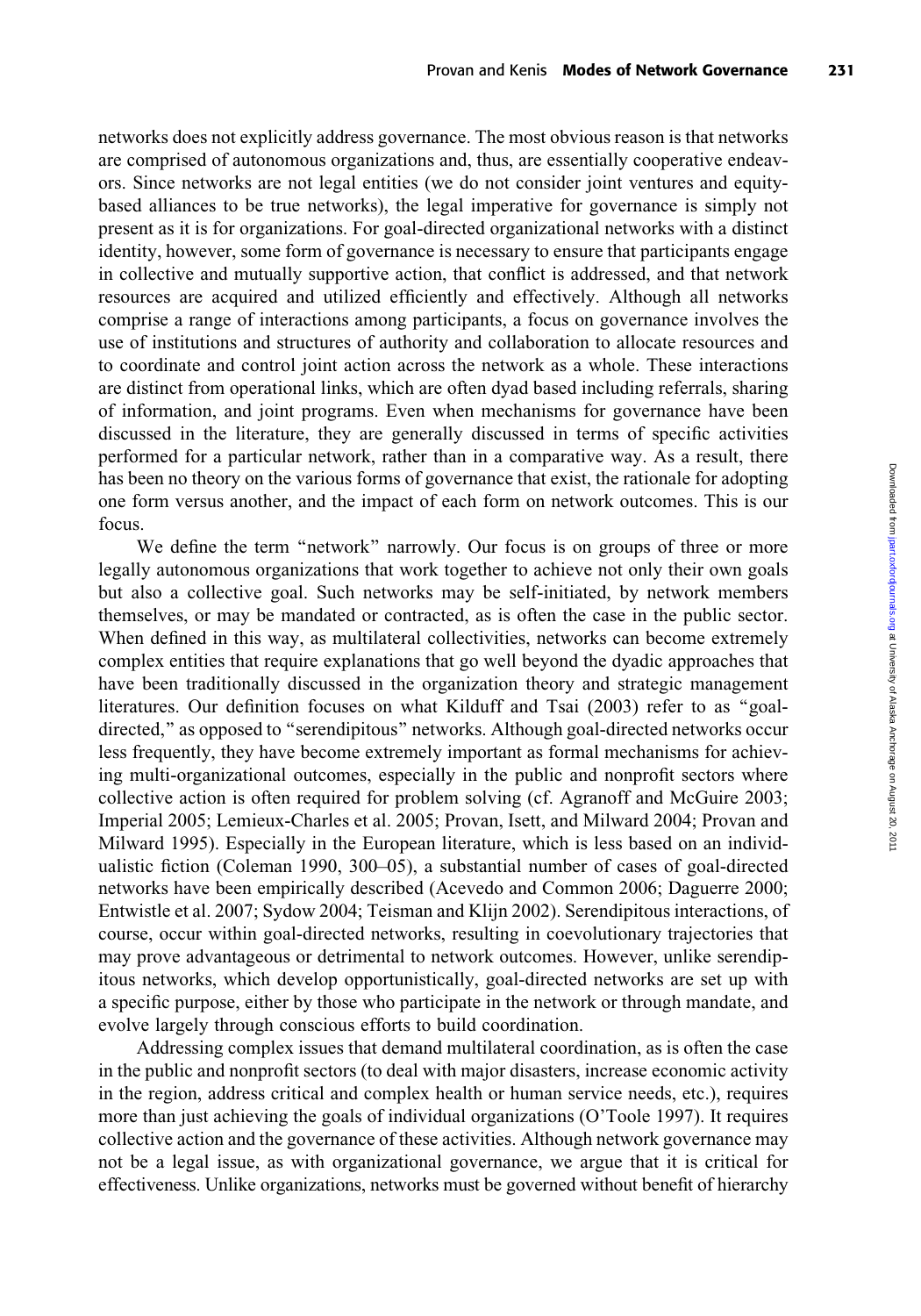networks does not explicitly address governance. The most obvious reason is that networks are comprised of autonomous organizations and, thus, are essentially cooperative endeavors. Since networks are not legal entities (we do not consider joint ventures and equity-based alliances to be true networks), the legal imperative for governance is simply not present as it is for organizations. For goal-directed organizational networks with a distinct identity, however, some form of governance is necessary to ensure that participants engage in collective and mutually supportive action, that conflict is addressed, and that network resources are acquired and utilized efficiently and effectively. Although all networks comprise a range of interactions among participants, a focus on governance involves the use of institutions and structures of authority and collaboration to allocate resources and to coordinate and control joint action across the network as a whole. These interactions are distinct from operational links, which are often dyad based including referrals, sharing of information, and joint programs. Even when mechanisms for governance have been discussed in the literature, they are generally discussed in terms of specific activities performed for a particular network, rather than in a comparative way. As a result, there has been no theory on the various forms of governance that exist, the rationale for adopting one form versus another, and the impact of each form on network outcomes. This is our focus.

We define the term "network" narrowly. Our focus is on groups of three or more legally autonomous organizations that work together to achieve not only their own goals but also a collective goal. Such networks may be self-initiated, by network members themselves, or may be mandated or contracted, as is often the case in the public sector. When defined in this way, as multilateral collectivities, networks can become extremely complex entities that require explanations that go well beyond the dyadic approaches that have been traditionally discussed in the organization theory and strategic management literatures. Our definition focuses on what Kilduff and Tsai (2003) refer to as "goal-directed," as opposed to "serendipitous" networks. Although goal-directed networks occur less frequently, they have become extremely important as formal mechanisms for achieving multi-organizational outcomes, especially in the public and nonprofit sectors where collective action is often required for problem solving (cf. Agranoff and McGuire 2003; Imperial 2005; Lemieux-Charles et al. 2005; Provan, Isett, and Milward 2004; Provan and Milward 1995). Especially in the European literature, which is less based on an individualistic fiction (Coleman 1990, 300–05), a substantial number of cases of goal-directed networks have been empirically described (Acevedo and Common 2006; Daguerre 2000; Entwistle et al. 2007; Sydow 2004; Teisman and Klijn 2002). Serendipitous interactions, of course, occur within goal-directed networks, resulting in coevolutionary trajectories that may prove advantageous or detrimental to network outcomes. However, unlike serendipitous networks, which develop opportunistically, goal-directed networks are set up with a specific purpose, either by those who participate in the network or through mandate, and evolve largely through conscious efforts to build coordination.

Addressing complex issues that demand multilateral coordination, as is often the case in the public and nonprofit sectors (to deal with major disasters, increase economic activity in the region, address critical and complex health or human service needs, etc.), requires more than just achieving the goals of individual organizations (O'Toole 1997). It requires collective action and the governance of these activities. Although network governance may not be a legal issue, as with organizational governance, we argue that it is critical for effectiveness. Unlike organizations, networks must be governed without benefit of hierarchy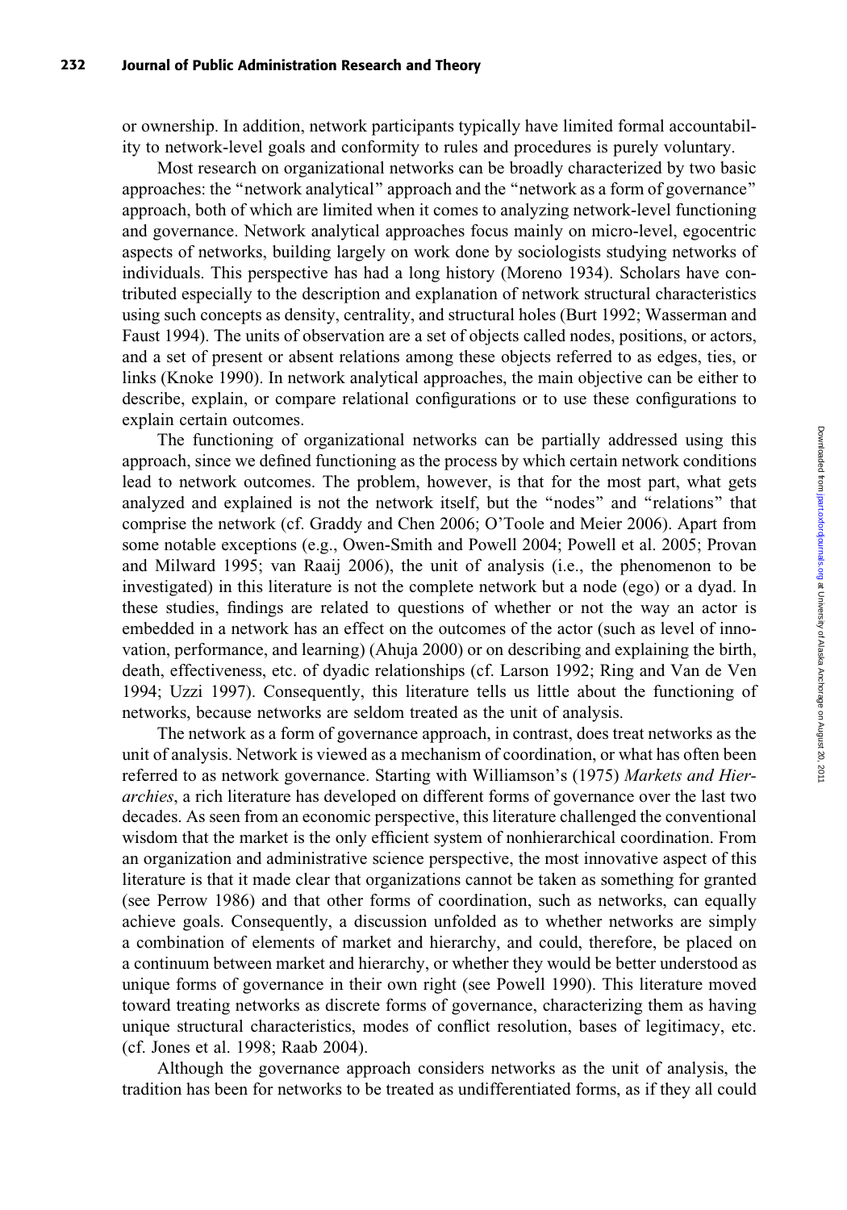or ownership. In addition, network participants typically have limited formal accountability to network-level goals and conformity to rules and procedures is purely voluntary.

Most research on organizational networks can be broadly characterized by two basic approaches: the "network analytical" approach and the "network as a form of governance" approach, both of which are limited when it comes to analyzing network-level functioning and governance. Network analytical approaches focus mainly on micro-level, egocentric aspects of networks, building largely on work done by sociologists studying networks of individuals. This perspective has had a long history (Moreno 1934). Scholars have contributed especially to the description and explanation of network structural characteristics using such concepts as density, centrality, and structural holes (Burt 1992; Wasserman and Faust 1994). The units of observation are a set of objects called nodes, positions, or actors, and a set of present or absent relations among these objects referred to as edges, ties, or links (Knoke 1990). In network analytical approaches, the main objective can be either to describe, explain, or compare relational configurations or to use these configurations to explain certain outcomes.

The functioning of organizational networks can be partially addressed using this approach, since we defined functioning as the process by which certain network conditions lead to network outcomes. The problem, however, is that for the most part, what gets analyzed and explained is not the network itself, but the "nodes" and "relations" that comprise the network (cf. Graddy and Chen 2006; O'Toole and Meier 2006). Apart from some notable exceptions (e.g., Owen-Smith and Powell 2004; Powell et al. 2005; Provan and Milward 1995; van Raaij 2006), the unit of analysis (i.e., the phenomenon to be investigated) in this literature is not the complete network but a node (ego) or a dyad. In these studies, findings are related to questions of whether or not the way an actor is embedded in a network has an effect on the outcomes of the actor (such as level of innovation, performance, and learning) (Ahuja 2000) or on describing and explaining the birth, death, effectiveness, etc. of dyadic relationships (cf. Larson 1992; Ring and Van de Ven 1994; Uzzi 1997). Consequently, this literature tells us little about the functioning of networks, because networks are seldom treated as the unit of analysis.

The network as a form of governance approach, in contrast, does treat networks as the unit of analysis. Network is viewed as a mechanism of coordination, or what has often been referred to as network governance. Starting with Williamson's (1975) *Markets and Hierarchies*, a rich literature has developed on different forms of governance over the last two decades. As seen from an economic perspective, this literature challenged the conventional wisdom that the market is the only efficient system of nonhierarchical coordination. From an organization and administrative science perspective, the most innovative aspect of this literature is that it made clear that organizations cannot be taken as something for granted (see Perrow 1986) and that other forms of coordination, such as networks, can equally achieve goals. Consequently, a discussion unfolded as to whether networks are simply a combination of elements of market and hierarchy, and could, therefore, be placed on a continuum between market and hierarchy, or whether they would be better understood as unique forms of governance in their own right (see Powell 1990). This literature moved toward treating networks as discrete forms of governance, characterizing them as having unique structural characteristics, modes of conflict resolution, bases of legitimacy, etc. (cf. Jones et al. 1998; Raab 2004).

Although the governance approach considers networks as the unit of analysis, the tradition has been for networks to be treated as undifferentiated forms, as if they all could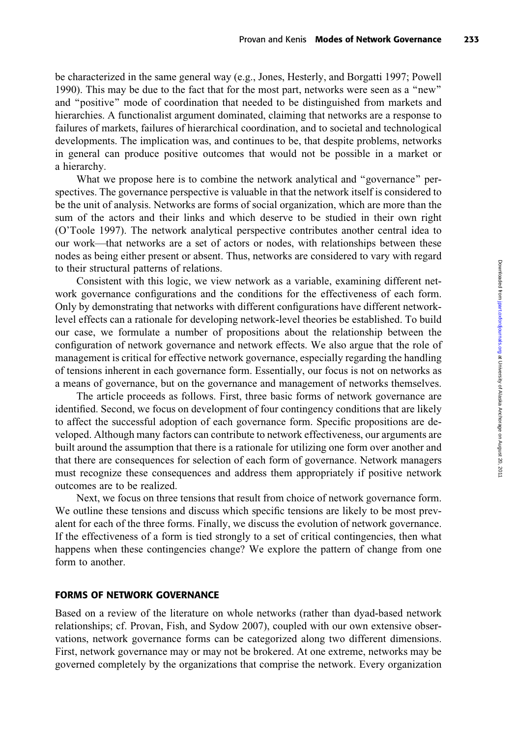be characterized in the same general way (e.g., Jones, Hesterly, and Borgatti 1997; Powell 1990). This may be due to the fact that for the most part, networks were seen as a "new" and "positive" mode of coordination that needed to be distinguished from markets and hierarchies. A functionalist argument dominated, claiming that networks are a response to failures of markets, failures of hierarchical coordination, and to societal and technological developments. The implication was, and continues to be, that despite problems, networks in general can produce positive outcomes that would not be possible in a market or a hierarchy.

What we propose here is to combine the network analytical and "governance" perspectives. The governance perspective is valuable in that the network itself is considered to be the unit of analysis. Networks are forms of social organization, which are more than the sum of the actors and their links and which deserve to be studied in their own right (O'Toole 1997). The network analytical perspective contributes another central idea to our work—that networks are a set of actors or nodes, with relationships between these nodes as being either present or absent. Thus, networks are considered to vary with regard to their structural patterns of relations.

Consistent with this logic, we view network as a variable, examining different network governance configurations and the conditions for the effectiveness of each form. Only by demonstrating that networks with different configurations have different network-level effects can a rationale for developing network-level theories be established. To build our case, we formulate a number of propositions about the relationship between the configuration of network governance and network effects. We also argue that the role of management is critical for effective network governance, especially regarding the handling of tensions inherent in each governance form. Essentially, our focus is not on networks as a means of governance, but on the governance and management of networks themselves.

The article proceeds as follows. First, three basic forms of network governance are identified. Second, we focus on development of four contingency conditions that are likely to affect the successful adoption of each governance form. Specific propositions are developed. Although many factors can contribute to network effectiveness, our arguments are built around the assumption that there is a rationale for utilizing one form over another and that there are consequences for selection of each form of governance. Network managers must recognize these consequences and address them appropriately if positive network outcomes are to be realized.

Next, we focus on three tensions that result from choice of network governance form. We outline these tensions and discuss which specific tensions are likely to be most prevalent for each of the three forms. Finally, we discuss the evolution of network governance. If the effectiveness of a form is tied strongly to a set of critical contingencies, then what happens when these contingencies change? We explore the pattern of change from one form to another.

## FORMS OF NETWORK GOVERNANCE

Based on a review of the literature on whole networks (rather than dyad-based network relationships; cf. Provan, Fish, and Sydow 2007), coupled with our own extensive observations, network governance forms can be categorized along two different dimensions. First, network governance may or may not be brokered. At one extreme, networks may be governed completely by the organizations that comprise the network. Every organization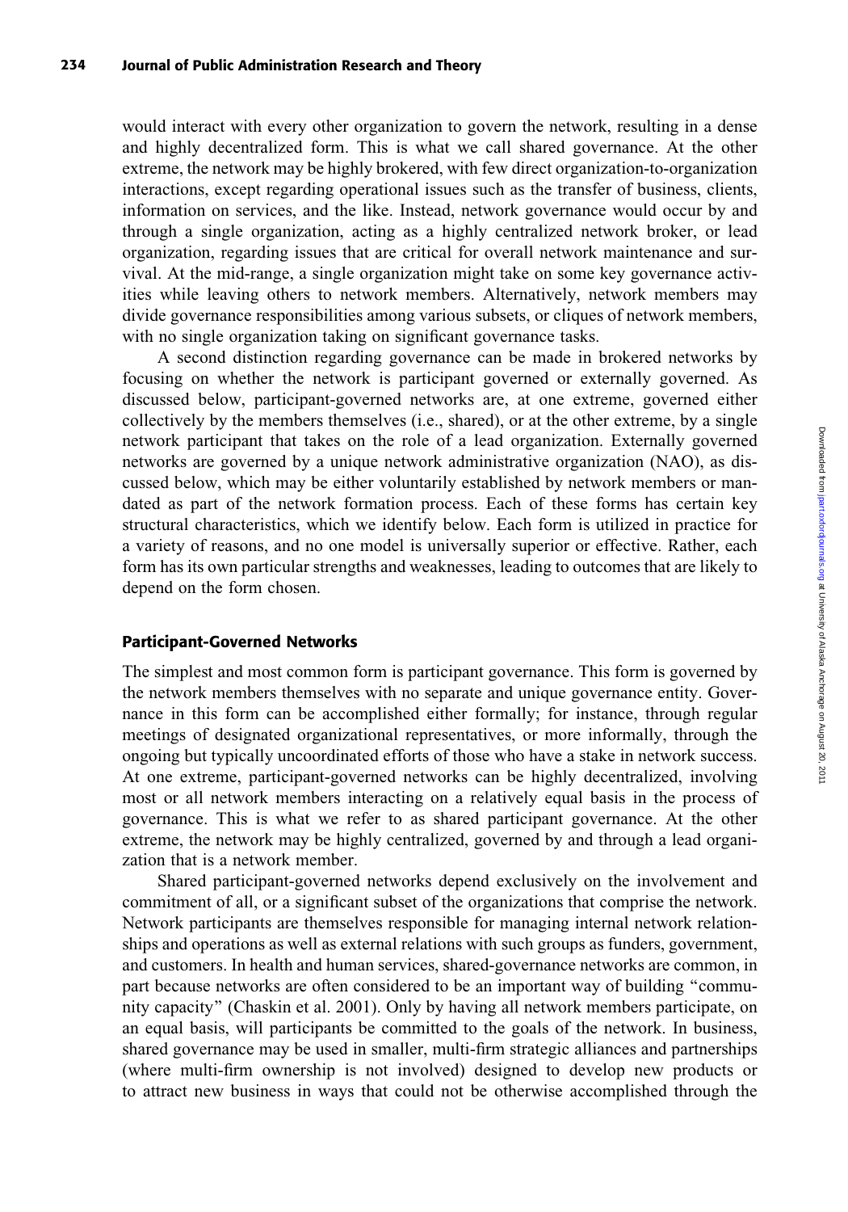would interact with every other organization to govern the network, resulting in a dense and highly decentralized form. This is what we call shared governance. At the other extreme, the network may be highly brokered, with few direct organization-to-organization interactions, except regarding operational issues such as the transfer of business, clients, information on services, and the like. Instead, network governance would occur by and through a single organization, acting as a highly centralized network broker, or lead organization, regarding issues that are critical for overall network maintenance and survival. At the mid-range, a single organization might take on some key governance activities while leaving others to network members. Alternatively, network members may divide governance responsibilities among various subsets, or cliques of network members, with no single organization taking on significant governance tasks.

A second distinction regarding governance can be made in brokered networks by focusing on whether the network is participant governed or externally governed. As discussed below, participant-governed networks are, at one extreme, governed either collectively by the members themselves (i.e., shared), or at the other extreme, by a single network participant that takes on the role of a lead organization. Externally governed networks are governed by a unique network administrative organization (NAO), as discussed below, which may be either voluntarily established by network members or mandated as part of the network formation process. Each of these forms has certain key structural characteristics, which we identify below. Each form is utilized in practice for a variety of reasons, and no one model is universally superior or effective. Rather, each form has its own particular strengths and weaknesses, leading to outcomes that are likely to depend on the form chosen.

## Participant-Governed Networks

The simplest and most common form is participant governance. This form is governed by the network members themselves with no separate and unique governance entity. Governance in this form can be accomplished either formally; for instance, through regular meetings of designated organizational representatives, or more informally, through the ongoing but typically uncoordinated efforts of those who have a stake in network success. At one extreme, participant-governed networks can be highly decentralized, involving most or all network members interacting on a relatively equal basis in the process of governance. This is what we refer to as shared participant governance. At the other extreme, the network may be highly centralized, governed by and through a lead organization that is a network member.

Shared participant-governed networks depend exclusively on the involvement and commitment of all, or a significant subset of the organizations that comprise the network. Network participants are themselves responsible for managing internal network relationships and operations as well as external relations with such groups as funders, government, and customers. In health and human services, shared-governance networks are common, in part because networks are often considered to be an important way of building "community capacity" (Chaskin et al. 2001). Only by having all network members participate, on an equal basis, will participants be committed to the goals of the network. In business, shared governance may be used in smaller, multi-firm strategic alliances and partnerships (where multi-firm ownership is not involved) designed to develop new products or to attract new business in ways that could not be otherwise accomplished through the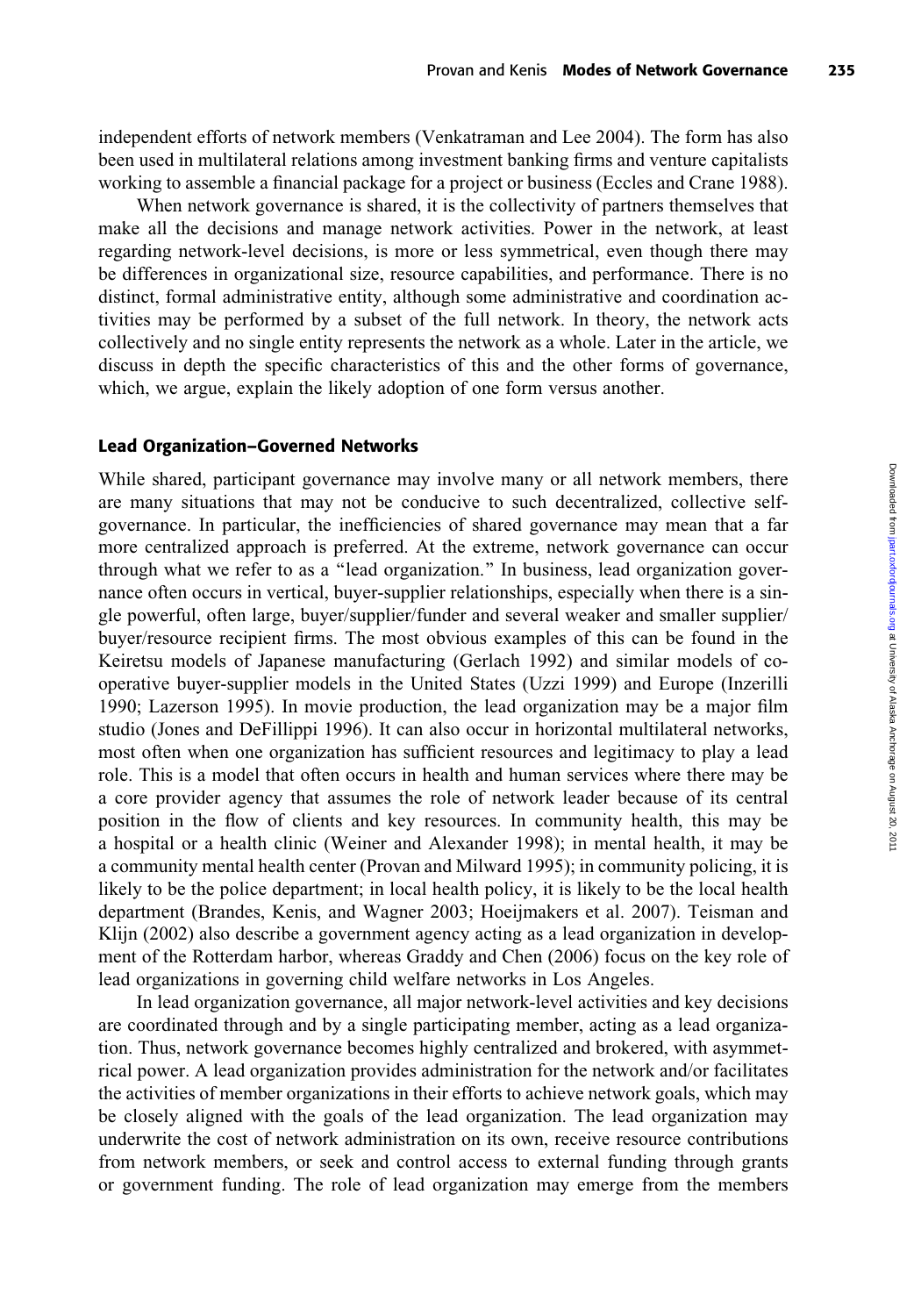independent efforts of network members (Venkatraman and Lee 2004). The form has also been used in multilateral relations among investment banking firms and venture capitalists working to assemble a financial package for a project or business (Eccles and Crane 1988).

When network governance is shared, it is the collectivity of partners themselves that make all the decisions and manage network activities. Power in the network, at least regarding network-level decisions, is more or less symmetrical, even though there may be differences in organizational size, resource capabilities, and performance. There is no distinct, formal administrative entity, although some administrative and coordination activities may be performed by a subset of the full network. In theory, the network acts collectively and no single entity represents the network as a whole. Later in the article, we discuss in depth the specific characteristics of this and the other forms of governance, which, we argue, explain the likely adoption of one form versus another.

### Lead Organization–Governed Networks

While shared, participant governance may involve many or all network members, there are many situations that may not be conducive to such decentralized, collective self-governance. In particular, the inefficiencies of shared governance may mean that a far more centralized approach is preferred. At the extreme, network governance can occur through what we refer to as a "lead organization." In business, lead organization governance often occurs in vertical, buyer-supplier relationships, especially when there is a single powerful, often large, buyer/supplier/funder and several weaker and smaller supplier/buyer/resource recipient firms. The most obvious examples of this can be found in the Keiretsu models of Japanese manufacturing (Gerlach 1992) and similar models of cooperative buyer-supplier models in the United States (Uzzi 1999) and Europe (Inzerilli 1990; Lazerson 1995). In movie production, the lead organization may be a major film studio (Jones and DeFillippi 1996). It can also occur in horizontal multilateral networks, most often when one organization has sufficient resources and legitimacy to play a lead role. This is a model that often occurs in health and human services where there may be a core provider agency that assumes the role of network leader because of its central position in the flow of clients and key resources. In community health, this may be a hospital or a health clinic (Weiner and Alexander 1998); in mental health, it may be a community mental health center (Provan and Milward 1995); in community policing, it is likely to be the police department; in local health policy, it is likely to be the local health department (Brandes, Kenis, and Wagner 2003; Hoeijmakers et al. 2007). Teisman and Klijn (2002) also describe a government agency acting as a lead organization in development of the Rotterdam harbor, whereas Graddy and Chen (2006) focus on the key role of lead organizations in governing child welfare networks in Los Angeles.

In lead organization governance, all major network-level activities and key decisions are coordinated through and by a single participating member, acting as a lead organization. Thus, network governance becomes highly centralized and brokered, with asymmetrical power. A lead organization provides administration for the network and/or facilitates the activities of member organizations in their efforts to achieve network goals, which may be closely aligned with the goals of the lead organization. The lead organization may underwrite the cost of network administration on its own, receive resource contributions from network members, or seek and control access to external funding through grants or government funding. The role of lead organization may emerge from the members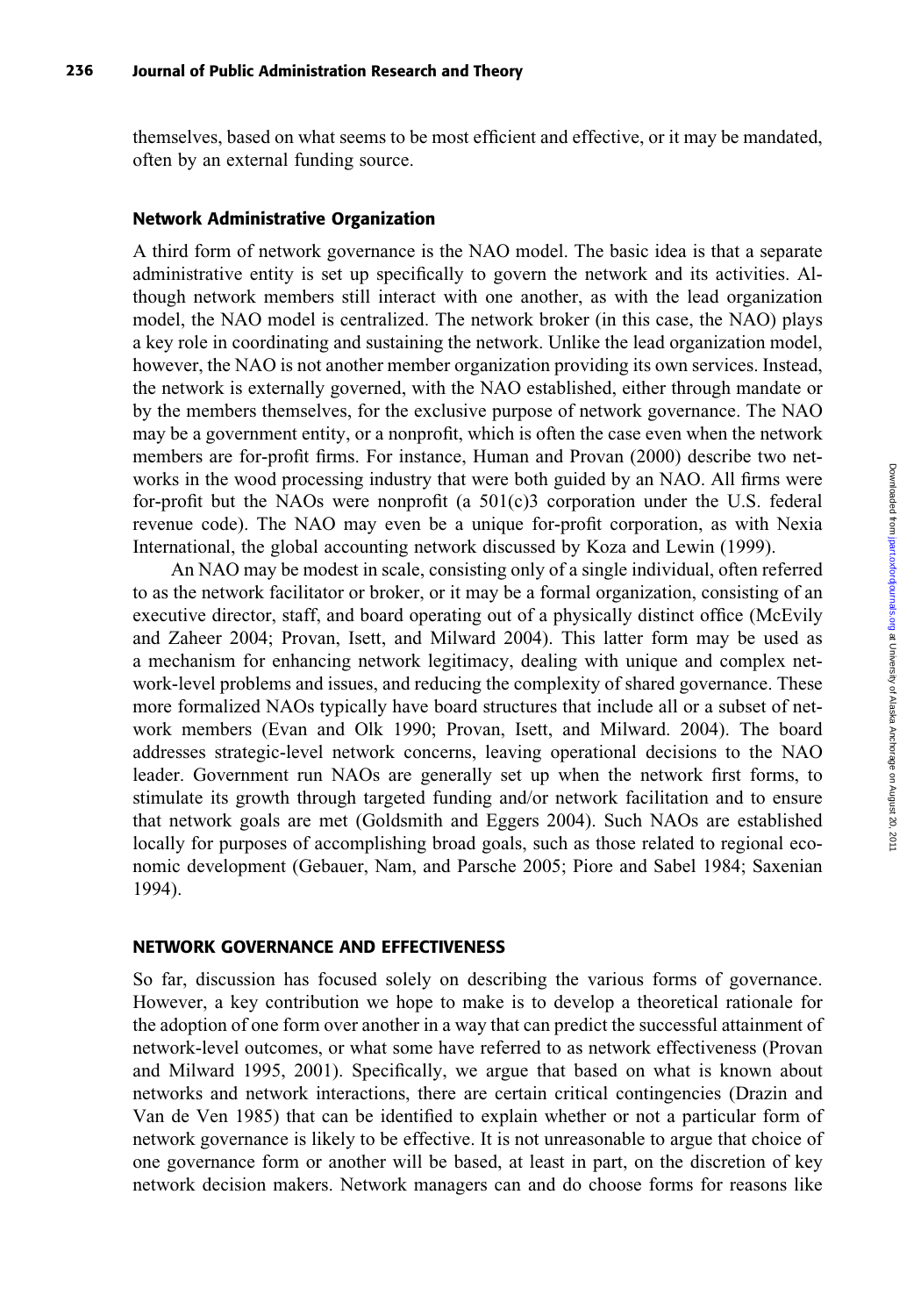themselves, based on what seems to be most efficient and effective, or it may be mandated, often by an external funding source.

### Network Administrative Organization

A third form of network governance is the NAO model. The basic idea is that a separate administrative entity is set up specifically to govern the network and its activities. Although network members still interact with one another, as with the lead organization model, the NAO model is centralized. The network broker (in this case, the NAO) plays a key role in coordinating and sustaining the network. Unlike the lead organization model, however, the NAO is not another member organization providing its own services. Instead, the network is externally governed, with the NAO established, either through mandate or by the members themselves, for the exclusive purpose of network governance. The NAO may be a government entity, or a nonprofit, which is often the case even when the network members are for-profit firms. For instance, Human and Provan (2000) describe two networks in the wood processing industry that were both guided by an NAO. All firms were for-profit but the NAOs were nonprofit (a 501(c)3 corporation under the U.S. federal revenue code). The NAO may even be a unique for-profit corporation, as with Nexia International, the global accounting network discussed by Koza and Lewin (1999).

An NAO may be modest in scale, consisting only of a single individual, often referred to as the network facilitator or broker, or it may be a formal organization, consisting of an executive director, staff, and board operating out of a physically distinct office (McEvily and Zaheer 2004; Provan, Isett, and Milward 2004). This latter form may be used as a mechanism for enhancing network legitimacy, dealing with unique and complex network-level problems and issues, and reducing the complexity of shared governance. These more formalized NAOs typically have board structures that include all or a subset of network members (Evan and Olk 1990; Provan, Isett, and Milward. 2004). The board addresses strategic-level network concerns, leaving operational decisions to the NAO leader. Government run NAOs are generally set up when the network first forms, to stimulate its growth through targeted funding and/or network facilitation and to ensure that network goals are met (Goldsmith and Eggers 2004). Such NAOs are established locally for purposes of accomplishing broad goals, such as those related to regional economic development (Gebauer, Nam, and Parsche 2005; Piore and Sabel 1984; Saxenian 1994).

## NETWORK GOVERNANCE AND EFFECTIVENESS

So far, discussion has focused solely on describing the various forms of governance. However, a key contribution we hope to make is to develop a theoretical rationale for the adoption of one form over another in a way that can predict the successful attainment of network-level outcomes, or what some have referred to as network effectiveness (Provan and Milward 1995, 2001). Specifically, we argue that based on what is known about networks and network interactions, there are certain critical contingencies (Drazin and Van de Ven 1985) that can be identified to explain whether or not a particular form of network governance is likely to be effective. It is not unreasonable to argue that choice of one governance form or another will be based, at least in part, on the discretion of key network decision makers. Network managers can and do choose forms for reasons like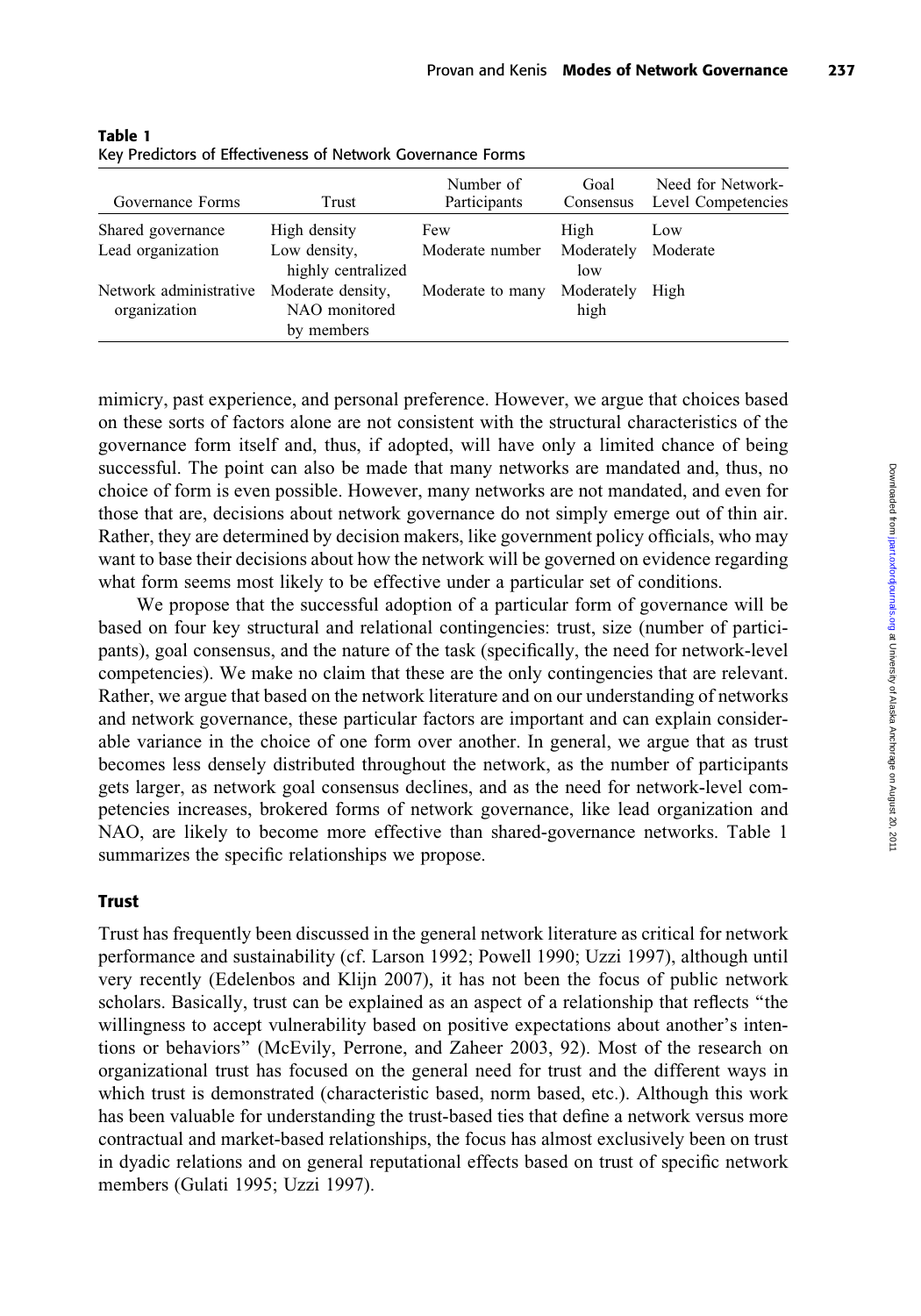**Table 1**
Key Predictors of Effectiveness of Network Governance Forms

| Governance Forms | Trust | Number of Participants | Goal Consensus | Need for Network-Level Competencies |
|---|---|---|---|---|
| Shared governance | High density | Few | High | Low |
| Lead organization | Low density, highly centralized | Moderate number | Moderately low | Moderate |
| Network administrative organization | Moderate density, NAO monitored by members | Moderate to many | Moderately high | High |

mimicry, past experience, and personal preference. However, we argue that choices based on these sorts of factors alone are not consistent with the structural characteristics of the governance form itself and, thus, if adopted, will have only a limited chance of being successful. The point can also be made that many networks are mandated and, thus, no choice of form is even possible. However, many networks are not mandated, and even for those that are, decisions about network governance do not simply emerge out of thin air. Rather, they are determined by decision makers, like government policy officials, who may want to base their decisions about how the network will be governed on evidence regarding what form seems most likely to be effective under a particular set of conditions.

We propose that the successful adoption of a particular form of governance will be based on four key structural and relational contingencies: trust, size (number of participants), goal consensus, and the nature of the task (specifically, the need for network-level competencies). We make no claim that these are the only contingencies that are relevant. Rather, we argue that based on the network literature and on our understanding of networks and network governance, these particular factors are important and can explain considerable variance in the choice of one form over another. In general, we argue that as trust becomes less densely distributed throughout the network, as the number of participants gets larger, as network goal consensus declines, and as the need for network-level competencies increases, brokered forms of network governance, like lead organization and NAO, are likely to become more effective than shared-governance networks. Table 1 summarizes the specific relationships we propose.

## Trust

Trust has frequently been discussed in the general network literature as critical for network performance and sustainability (cf. Larson 1992; Powell 1990; Uzzi 1997), although until very recently (Edelenbos and Klijn 2007), it has not been the focus of public network scholars. Basically, trust can be explained as an aspect of a relationship that reflects "the willingness to accept vulnerability based on positive expectations about another's intentions or behaviors" (McEvily, Perrone, and Zaheer 2003, 92). Most of the research on organizational trust has focused on the general need for trust and the different ways in which trust is demonstrated (characteristic based, norm based, etc.). Although this work has been valuable for understanding the trust-based ties that define a network versus more contractual and market-based relationships, the focus has almost exclusively been on trust in dyadic relations and on general reputational effects based on trust of specific network members (Gulati 1995; Uzzi 1997).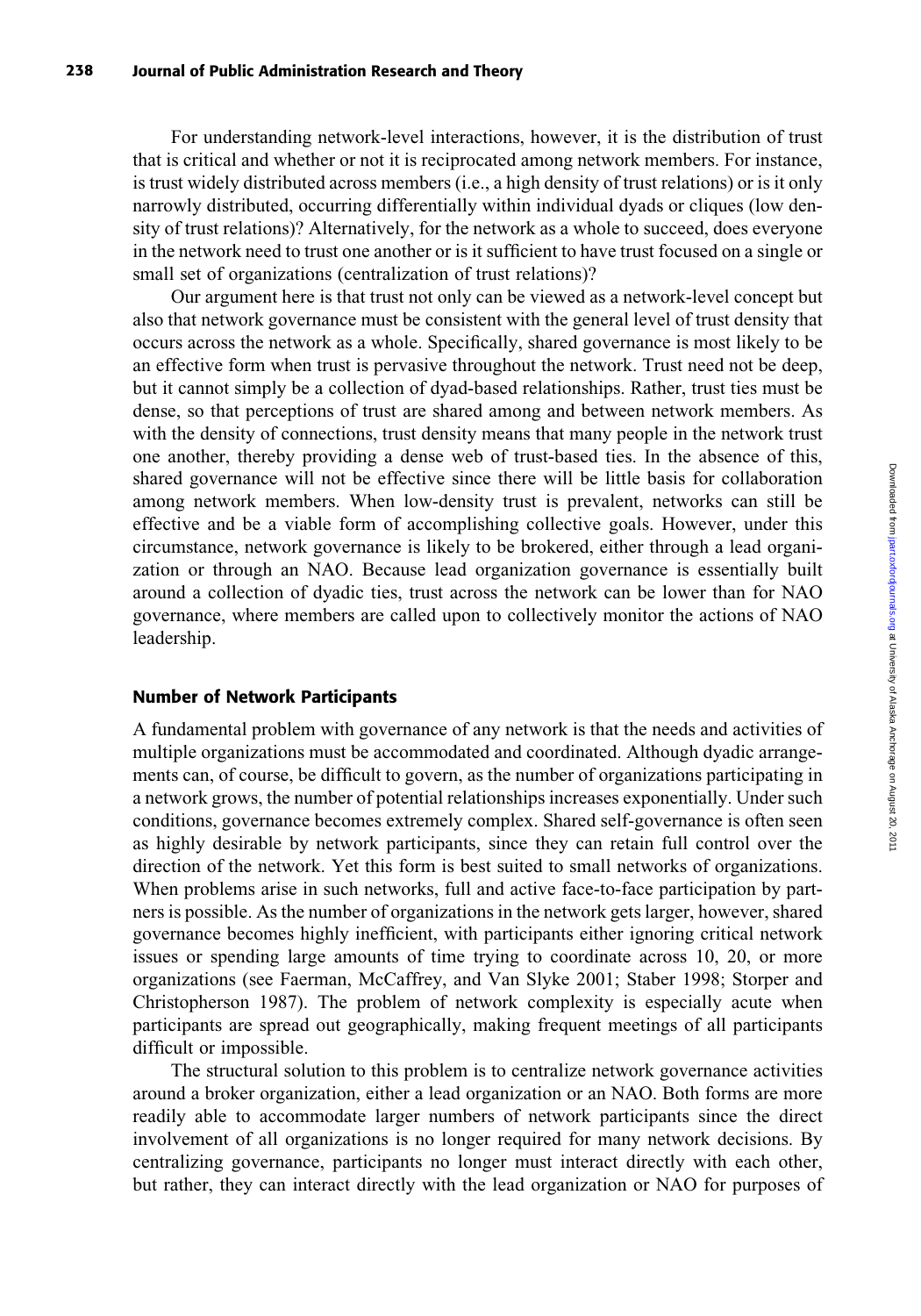For understanding network-level interactions, however, it is the distribution of trust that is critical and whether or not it is reciprocated among network members. For instance, is trust widely distributed across members (i.e., a high density of trust relations) or is it only narrowly distributed, occurring differentially within individual dyads or cliques (low density of trust relations)? Alternatively, for the network as a whole to succeed, does everyone in the network need to trust one another or is it sufficient to have trust focused on a single or small set of organizations (centralization of trust relations)?

Our argument here is that trust not only can be viewed as a network-level concept but also that network governance must be consistent with the general level of trust density that occurs across the network as a whole. Specifically, shared governance is most likely to be an effective form when trust is pervasive throughout the network. Trust need not be deep, but it cannot simply be a collection of dyad-based relationships. Rather, trust ties must be dense, so that perceptions of trust are shared among and between network members. As with the density of connections, trust density means that many people in the network trust one another, thereby providing a dense web of trust-based ties. In the absence of this, shared governance will not be effective since there will be little basis for collaboration among network members. When low-density trust is prevalent, networks can still be effective and be a viable form of accomplishing collective goals. However, under this circumstance, network governance is likely to be brokered, either through a lead organization or through an NAO. Because lead organization governance is essentially built around a collection of dyadic ties, trust across the network can be lower than for NAO governance, where members are called upon to collectively monitor the actions of NAO leadership.

### Number of Network Participants

A fundamental problem with governance of any network is that the needs and activities of multiple organizations must be accommodated and coordinated. Although dyadic arrangements can, of course, be difficult to govern, as the number of organizations participating in a network grows, the number of potential relationships increases exponentially. Under such conditions, governance becomes extremely complex. Shared self-governance is often seen as highly desirable by network participants, since they can retain full control over the direction of the network. Yet this form is best suited to small networks of organizations. When problems arise in such networks, full and active face-to-face participation by partners is possible. As the number of organizations in the network gets larger, however, shared governance becomes highly inefficient, with participants either ignoring critical network issues or spending large amounts of time trying to coordinate across 10, 20, or more organizations (see Faerman, McCaffrey, and Van Slyke 2001; Staber 1998; Storper and Christopherson 1987). The problem of network complexity is especially acute when participants are spread out geographically, making frequent meetings of all participants difficult or impossible.

The structural solution to this problem is to centralize network governance activities around a broker organization, either a lead organization or an NAO. Both forms are more readily able to accommodate larger numbers of network participants since the direct involvement of all organizations is no longer required for many network decisions. By centralizing governance, participants no longer must interact directly with each other, but rather, they can interact directly with the lead organization or NAO for purposes of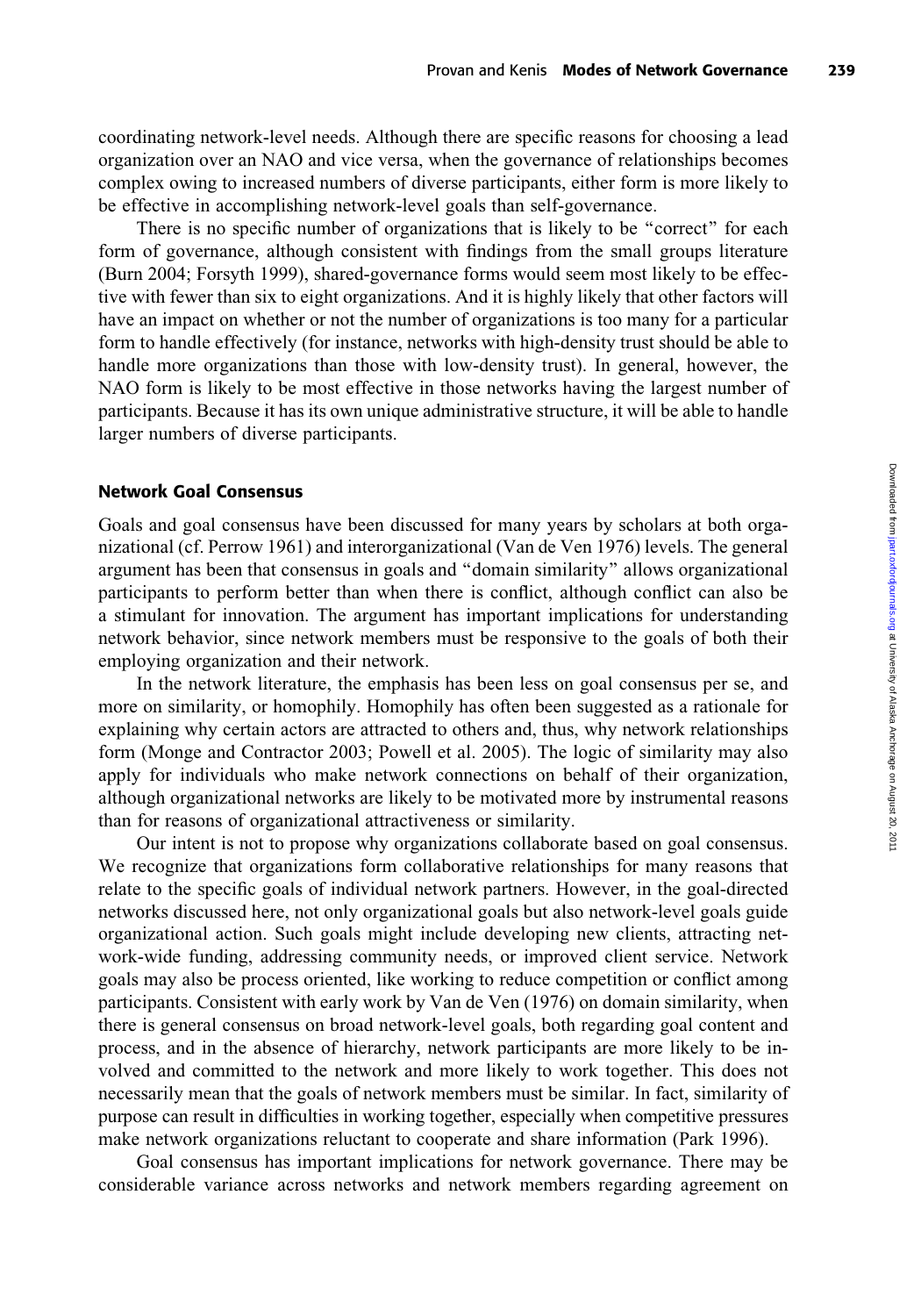coordinating network-level needs. Although there are specific reasons for choosing a lead organization over an NAO and vice versa, when the governance of relationships becomes complex owing to increased numbers of diverse participants, either form is more likely to be effective in accomplishing network-level goals than self-governance.

There is no specific number of organizations that is likely to be "correct" for each form of governance, although consistent with findings from the small groups literature (Burn 2004; Forsyth 1999), shared-governance forms would seem most likely to be effective with fewer than six to eight organizations. And it is highly likely that other factors will have an impact on whether or not the number of organizations is too many for a particular form to handle effectively (for instance, networks with high-density trust should be able to handle more organizations than those with low-density trust). In general, however, the NAO form is likely to be most effective in those networks having the largest number of participants. Because it has its own unique administrative structure, it will be able to handle larger numbers of diverse participants.

### Network Goal Consensus

Goals and goal consensus have been discussed for many years by scholars at both organizational (cf. Perrow 1961) and interorganizational (Van de Ven 1976) levels. The general argument has been that consensus in goals and "domain similarity" allows organizational participants to perform better than when there is conflict, although conflict can also be a stimulant for innovation. The argument has important implications for understanding network behavior, since network members must be responsive to the goals of both their employing organization and their network.

In the network literature, the emphasis has been less on goal consensus per se, and more on similarity, or homophily. Homophily has often been suggested as a rationale for explaining why certain actors are attracted to others and, thus, why network relationships form (Monge and Contractor 2003; Powell et al. 2005). The logic of similarity may also apply for individuals who make network connections on behalf of their organization, although organizational networks are likely to be motivated more by instrumental reasons than for reasons of organizational attractiveness or similarity.

Our intent is not to propose why organizations collaborate based on goal consensus. We recognize that organizations form collaborative relationships for many reasons that relate to the specific goals of individual network partners. However, in the goal-directed networks discussed here, not only organizational goals but also network-level goals guide organizational action. Such goals might include developing new clients, attracting network-wide funding, addressing community needs, or improved client service. Network goals may also be process oriented, like working to reduce competition or conflict among participants. Consistent with early work by Van de Ven (1976) on domain similarity, when there is general consensus on broad network-level goals, both regarding goal content and process, and in the absence of hierarchy, network participants are more likely to be involved and committed to the network and more likely to work together. This does not necessarily mean that the goals of network members must be similar. In fact, similarity of purpose can result in difficulties in working together, especially when competitive pressures make network organizations reluctant to cooperate and share information (Park 1996).

Goal consensus has important implications for network governance. There may be considerable variance across networks and network members regarding agreement on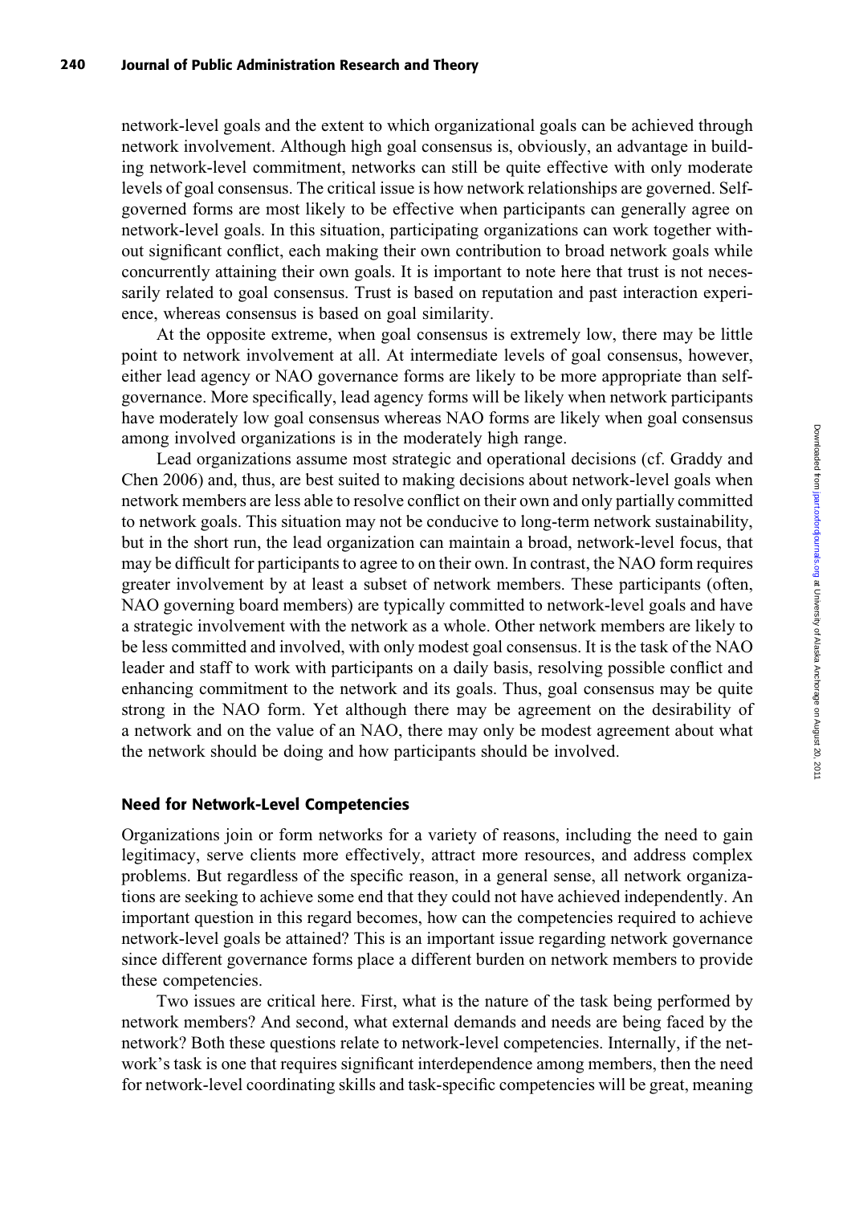network-level goals and the extent to which organizational goals can be achieved through network involvement. Although high goal consensus is, obviously, an advantage in building network-level commitment, networks can still be quite effective with only moderate levels of goal consensus. The critical issue is how network relationships are governed. Self-governed forms are most likely to be effective when participants can generally agree on network-level goals. In this situation, participating organizations can work together without significant conflict, each making their own contribution to broad network goals while concurrently attaining their own goals. It is important to note here that trust is not necessarily related to goal consensus. Trust is based on reputation and past interaction experience, whereas consensus is based on goal similarity.

At the opposite extreme, when goal consensus is extremely low, there may be little point to network involvement at all. At intermediate levels of goal consensus, however, either lead agency or NAO governance forms are likely to be more appropriate than self-governance. More specifically, lead agency forms will be likely when network participants have moderately low goal consensus whereas NAO forms are likely when goal consensus among involved organizations is in the moderately high range.

Lead organizations assume most strategic and operational decisions (cf. Graddy and Chen 2006) and, thus, are best suited to making decisions about network-level goals when network members are less able to resolve conflict on their own and only partially committed to network goals. This situation may not be conducive to long-term network sustainability, but in the short run, the lead organization can maintain a broad, network-level focus, that may be difficult for participants to agree to on their own. In contrast, the NAO form requires greater involvement by at least a subset of network members. These participants (often, NAO governing board members) are typically committed to network-level goals and have a strategic involvement with the network as a whole. Other network members are likely to be less committed and involved, with only modest goal consensus. It is the task of the NAO leader and staff to work with participants on a daily basis, resolving possible conflict and enhancing commitment to the network and its goals. Thus, goal consensus may be quite strong in the NAO form. Yet although there may be agreement on the desirability of a network and on the value of an NAO, there may only be modest agreement about what the network should be doing and how participants should be involved.

### Need for Network-Level Competencies

Organizations join or form networks for a variety of reasons, including the need to gain legitimacy, serve clients more effectively, attract more resources, and address complex problems. But regardless of the specific reason, in a general sense, all network organizations are seeking to achieve some end that they could not have achieved independently. An important question in this regard becomes, how can the competencies required to achieve network-level goals be attained? This is an important issue regarding network governance since different governance forms place a different burden on network members to provide these competencies.

Two issues are critical here. First, what is the nature of the task being performed by network members? And second, what external demands and needs are being faced by the network? Both these questions relate to network-level competencies. Internally, if the network's task is one that requires significant interdependence among members, then the need for network-level coordinating skills and task-specific competencies will be great, meaning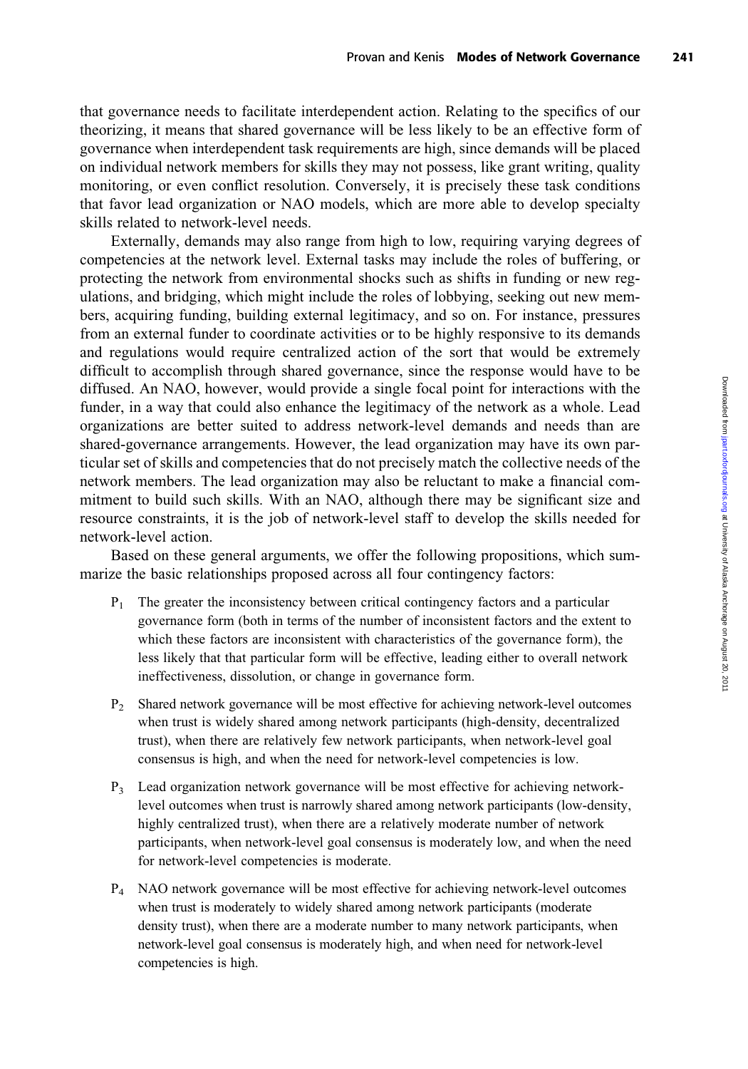that governance needs to facilitate interdependent action. Relating to the specifics of our theorizing, it means that shared governance will be less likely to be an effective form of governance when interdependent task requirements are high, since demands will be placed on individual network members for skills they may not possess, like grant writing, quality monitoring, or even conflict resolution. Conversely, it is precisely these task conditions that favor lead organization or NAO models, which are more able to develop specialty skills related to network-level needs.

Externally, demands may also range from high to low, requiring varying degrees of competencies at the network level. External tasks may include the roles of buffering, or protecting the network from environmental shocks such as shifts in funding or new regulations, and bridging, which might include the roles of lobbying, seeking out new members, acquiring funding, building external legitimacy, and so on. For instance, pressures from an external funder to coordinate activities or to be highly responsive to its demands and regulations would require centralized action of the sort that would be extremely difficult to accomplish through shared governance, since the response would have to be diffused. An NAO, however, would provide a single focal point for interactions with the funder, in a way that could also enhance the legitimacy of the network as a whole. Lead organizations are better suited to address network-level demands and needs than are shared-governance arrangements. However, the lead organization may have its own particular set of skills and competencies that do not precisely match the collective needs of the network members. The lead organization may also be reluctant to make a financial commitment to build such skills. With an NAO, although there may be significant size and resource constraints, it is the job of network-level staff to develop the skills needed for network-level action.

Based on these general arguments, we offer the following propositions, which summarize the basic relationships proposed across all four contingency factors:

$P_1$ The greater the inconsistency between critical contingency factors and a particular governance form (both in terms of the number of inconsistent factors and the extent to which these factors are inconsistent with characteristics of the governance form), the less likely that that particular form will be effective, leading either to overall network ineffectiveness, dissolution, or change in governance form.

$P_2$ Shared network governance will be most effective for achieving network-level outcomes when trust is widely shared among network participants (high-density, decentralized trust), when there are relatively few network participants, when network-level goal consensus is high, and when the need for network-level competencies is low.

$P_3$ Lead organization network governance will be most effective for achieving network-level outcomes when trust is narrowly shared among network participants (low-density, highly centralized trust), when there are a relatively moderate number of network participants, when network-level goal consensus is moderately low, and when the need for network-level competencies is moderate.

$P_4$ NAO network governance will be most effective for achieving network-level outcomes when trust is moderately to widely shared among network participants (moderate density trust), when there are a moderate number to many network participants, when network-level goal consensus is moderately high, and when need for network-level competencies is high.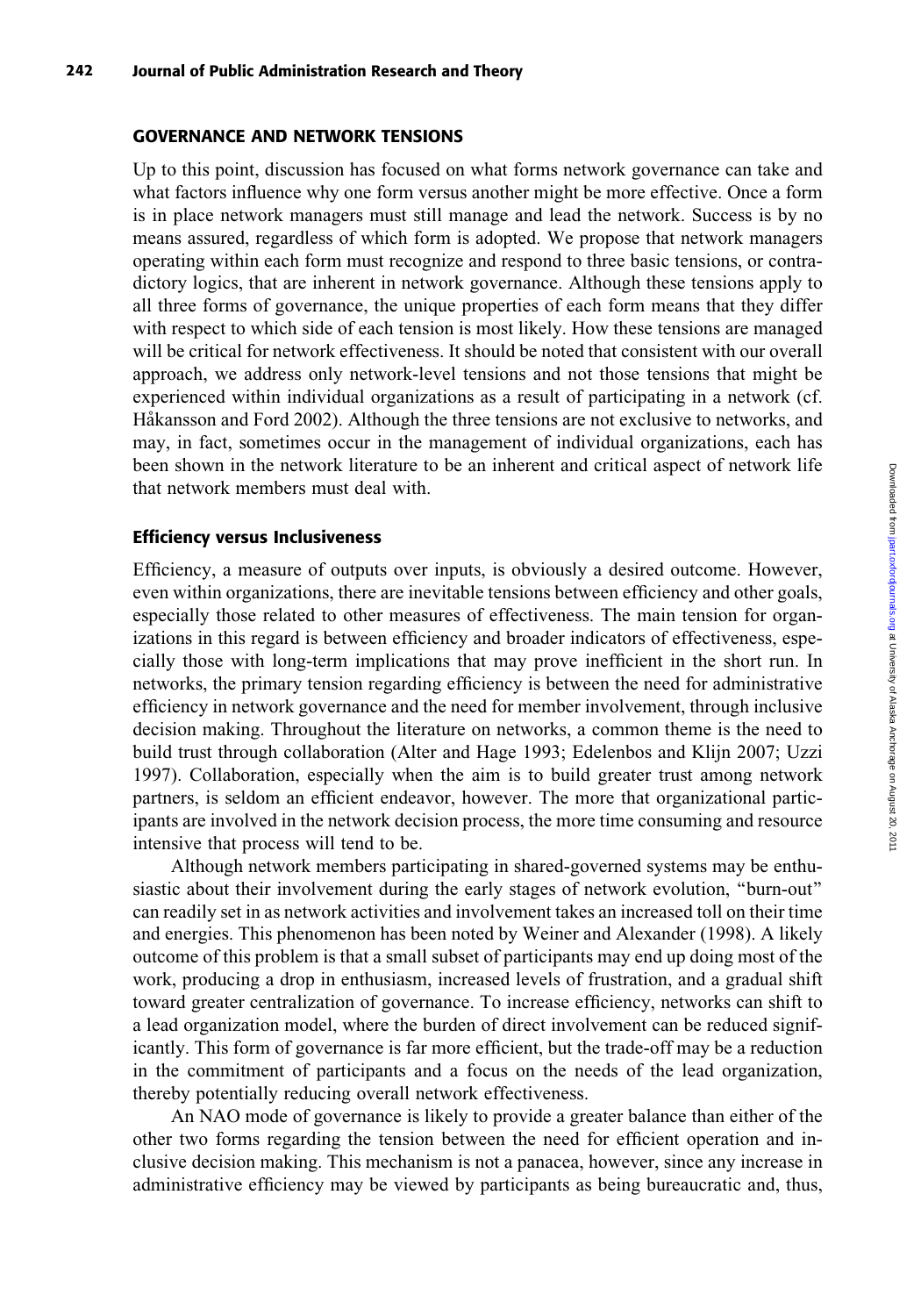## GOVERNANCE AND NETWORK TENSIONS

Up to this point, discussion has focused on what forms network governance can take and what factors influence why one form versus another might be more effective. Once a form is in place network managers must still manage and lead the network. Success is by no means assured, regardless of which form is adopted. We propose that network managers operating within each form must recognize and respond to three basic tensions, or contradictory logics, that are inherent in network governance. Although these tensions apply to all three forms of governance, the unique properties of each form means that they differ with respect to which side of each tension is most likely. How these tensions are managed will be critical for network effectiveness. It should be noted that consistent with our overall approach, we address only network-level tensions and not those tensions that might be experienced within individual organizations as a result of participating in a network (cf. Håkansson and Ford 2002). Although the three tensions are not exclusive to networks, and may, in fact, sometimes occur in the management of individual organizations, each has been shown in the network literature to be an inherent and critical aspect of network life that network members must deal with.

### Efficiency versus Inclusiveness

Efficiency, a measure of outputs over inputs, is obviously a desired outcome. However, even within organizations, there are inevitable tensions between efficiency and other goals, especially those related to other measures of effectiveness. The main tension for organizations in this regard is between efficiency and broader indicators of effectiveness, especially those with long-term implications that may prove inefficient in the short run. In networks, the primary tension regarding efficiency is between the need for administrative efficiency in network governance and the need for member involvement, through inclusive decision making. Throughout the literature on networks, a common theme is the need to build trust through collaboration (Alter and Hage 1993; Edelenbos and Klijn 2007; Uzzi 1997). Collaboration, especially when the aim is to build greater trust among network partners, is seldom an efficient endeavor, however. The more that organizational participants are involved in the network decision process, the more time consuming and resource intensive that process will tend to be.

Although network members participating in shared-governed systems may be enthusiastic about their involvement during the early stages of network evolution, "burn-out" can readily set in as network activities and involvement takes an increased toll on their time and energies. This phenomenon has been noted by Weiner and Alexander (1998). A likely outcome of this problem is that a small subset of participants may end up doing most of the work, producing a drop in enthusiasm, increased levels of frustration, and a gradual shift toward greater centralization of governance. To increase efficiency, networks can shift to a lead organization model, where the burden of direct involvement can be reduced significantly. This form of governance is far more efficient, but the trade-off may be a reduction in the commitment of participants and a focus on the needs of the lead organization, thereby potentially reducing overall network effectiveness.

An NAO mode of governance is likely to provide a greater balance than either of the other two forms regarding the tension between the need for efficient operation and inclusive decision making. This mechanism is not a panacea, however, since any increase in administrative efficiency may be viewed by participants as being bureaucratic and, thus,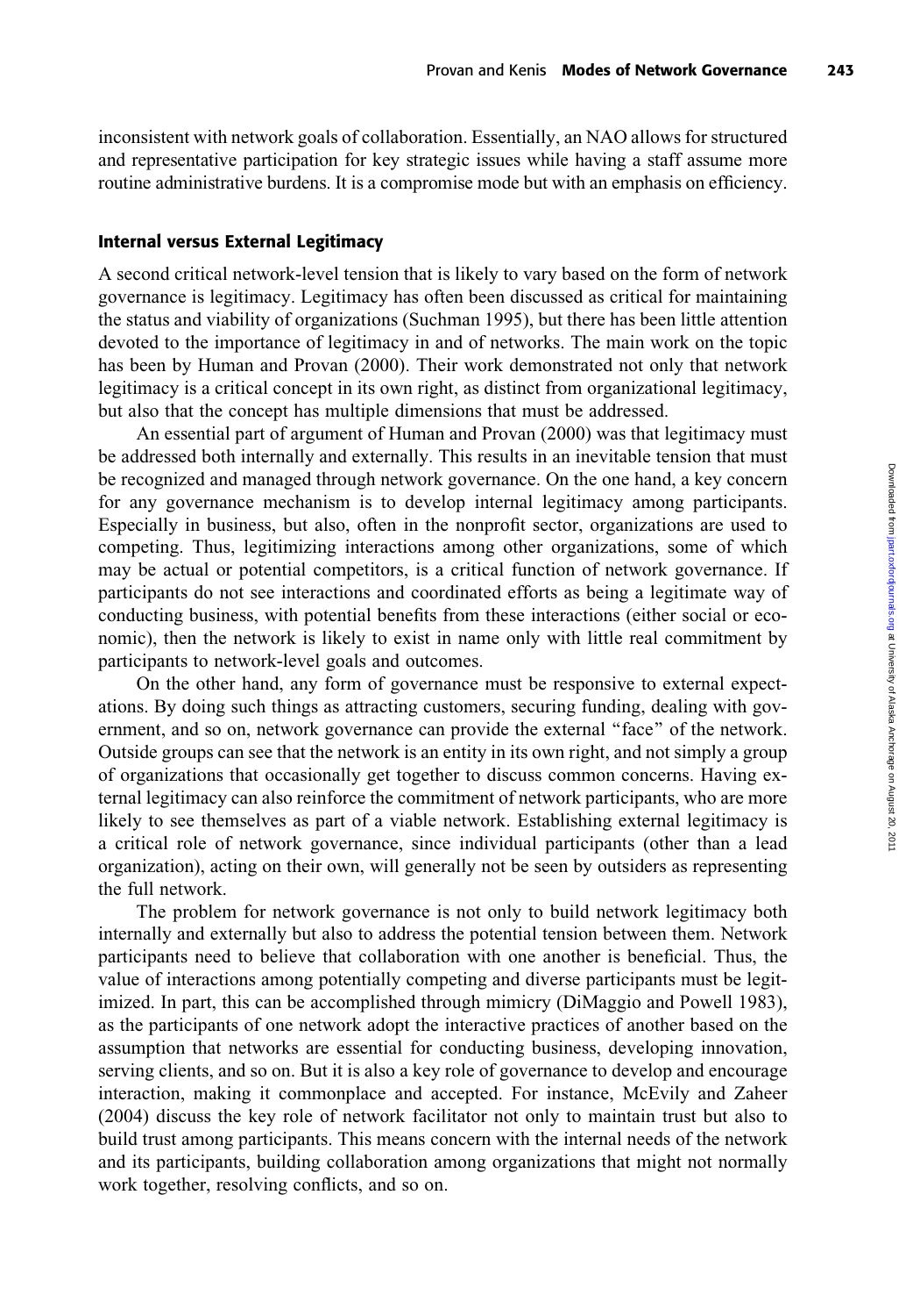inconsistent with network goals of collaboration. Essentially, an NAO allows for structured and representative participation for key strategic issues while having a staff assume more routine administrative burdens. It is a compromise mode but with an emphasis on efficiency.

### Internal versus External Legitimacy

A second critical network-level tension that is likely to vary based on the form of network governance is legitimacy. Legitimacy has often been discussed as critical for maintaining the status and viability of organizations (Suchman 1995), but there has been little attention devoted to the importance of legitimacy in and of networks. The main work on the topic has been by Human and Provan (2000). Their work demonstrated not only that network legitimacy is a critical concept in its own right, as distinct from organizational legitimacy, but also that the concept has multiple dimensions that must be addressed.

An essential part of argument of Human and Provan (2000) was that legitimacy must be addressed both internally and externally. This results in an inevitable tension that must be recognized and managed through network governance. On the one hand, a key concern for any governance mechanism is to develop internal legitimacy among participants. Especially in business, but also, often in the nonprofit sector, organizations are used to competing. Thus, legitimizing interactions among other organizations, some of which may be actual or potential competitors, is a critical function of network governance. If participants do not see interactions and coordinated efforts as being a legitimate way of conducting business, with potential benefits from these interactions (either social or economic), then the network is likely to exist in name only with little real commitment by participants to network-level goals and outcomes.

On the other hand, any form of governance must be responsive to external expectations. By doing such things as attracting customers, securing funding, dealing with government, and so on, network governance can provide the external "face" of the network. Outside groups can see that the network is an entity in its own right, and not simply a group of organizations that occasionally get together to discuss common concerns. Having external legitimacy can also reinforce the commitment of network participants, who are more likely to see themselves as part of a viable network. Establishing external legitimacy is a critical role of network governance, since individual participants (other than a lead organization), acting on their own, will generally not be seen by outsiders as representing the full network.

The problem for network governance is not only to build network legitimacy both internally and externally but also to address the potential tension between them. Network participants need to believe that collaboration with one another is beneficial. Thus, the value of interactions among potentially competing and diverse participants must be legitimized. In part, this can be accomplished through mimicry (DiMaggio and Powell 1983), as the participants of one network adopt the interactive practices of another based on the assumption that networks are essential for conducting business, developing innovation, serving clients, and so on. But it is also a key role of governance to develop and encourage interaction, making it commonplace and accepted. For instance, McEvily and Zaheer (2004) discuss the key role of network facilitator not only to maintain trust but also to build trust among participants. This means concern with the internal needs of the network and its participants, building collaboration among organizations that might not normally work together, resolving conflicts, and so on.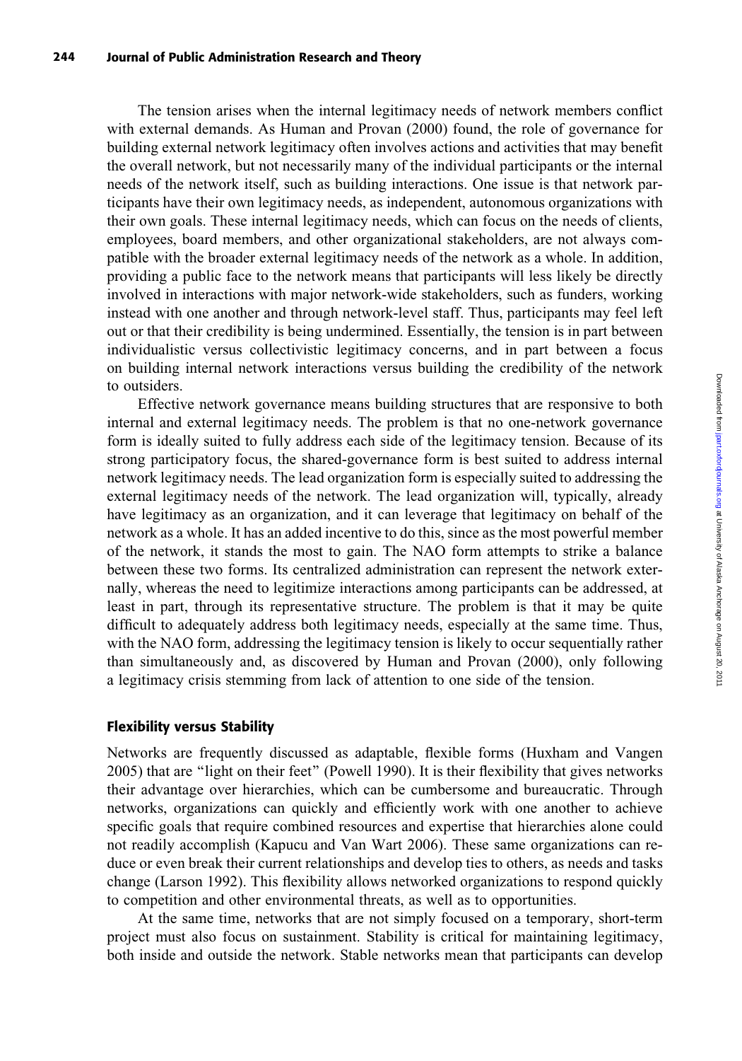The tension arises when the internal legitimacy needs of network members conflict with external demands. As Human and Provan (2000) found, the role of governance for building external network legitimacy often involves actions and activities that may benefit the overall network, but not necessarily many of the individual participants or the internal needs of the network itself, such as building interactions. One issue is that network participants have their own legitimacy needs, as independent, autonomous organizations with their own goals. These internal legitimacy needs, which can focus on the needs of clients, employees, board members, and other organizational stakeholders, are not always compatible with the broader external legitimacy needs of the network as a whole. In addition, providing a public face to the network means that participants will less likely be directly involved in interactions with major network-wide stakeholders, such as funders, working instead with one another and through network-level staff. Thus, participants may feel left out or that their credibility is being undermined. Essentially, the tension is in part between individualistic versus collectivistic legitimacy concerns, and in part between a focus on building internal network interactions versus building the credibility of the network to outsiders.

Effective network governance means building structures that are responsive to both internal and external legitimacy needs. The problem is that no one-network governance form is ideally suited to fully address each side of the legitimacy tension. Because of its strong participatory focus, the shared-governance form is best suited to address internal network legitimacy needs. The lead organization form is especially suited to addressing the external legitimacy needs of the network. The lead organization will, typically, already have legitimacy as an organization, and it can leverage that legitimacy on behalf of the network as a whole. It has an added incentive to do this, since as the most powerful member of the network, it stands the most to gain. The NAO form attempts to strike a balance between these two forms. Its centralized administration can represent the network externally, whereas the need to legitimize interactions among participants can be addressed, at least in part, through its representative structure. The problem is that it may be quite difficult to adequately address both legitimacy needs, especially at the same time. Thus, with the NAO form, addressing the legitimacy tension is likely to occur sequentially rather than simultaneously and, as discovered by Human and Provan (2000), only following a legitimacy crisis stemming from lack of attention to one side of the tension.

### Flexibility versus Stability

Networks are frequently discussed as adaptable, flexible forms (Huxham and Vangen 2005) that are "light on their feet" (Powell 1990). It is their flexibility that gives networks their advantage over hierarchies, which can be cumbersome and bureaucratic. Through networks, organizations can quickly and efficiently work with one another to achieve specific goals that require combined resources and expertise that hierarchies alone could not readily accomplish (Kapucu and Van Wart 2006). These same organizations can reduce or even break their current relationships and develop ties to others, as needs and tasks change (Larson 1992). This flexibility allows networked organizations to respond quickly to competition and other environmental threats, as well as to opportunities.

At the same time, networks that are not simply focused on a temporary, short-term project must also focus on sustainment. Stability is critical for maintaining legitimacy, both inside and outside the network. Stable networks mean that participants can develop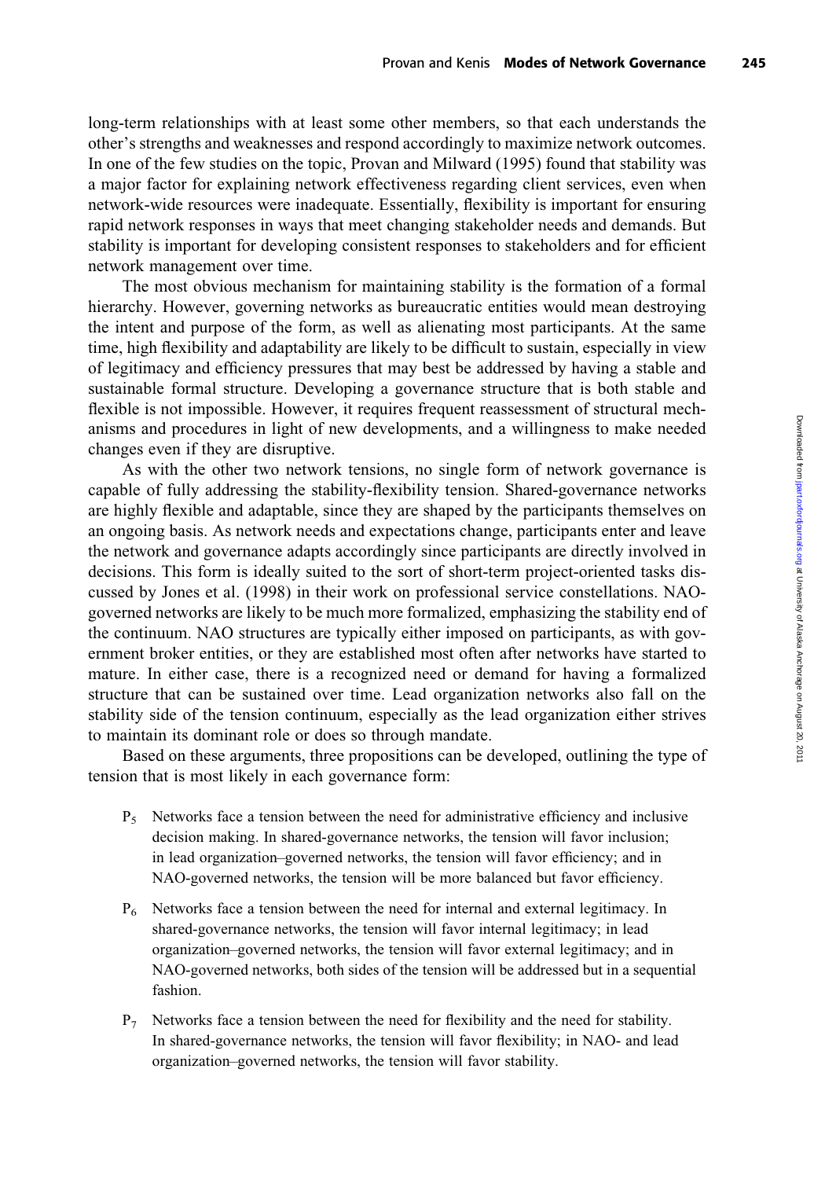long-term relationships with at least some other members, so that each understands the other's strengths and weaknesses and respond accordingly to maximize network outcomes. In one of the few studies on the topic, Provan and Milward (1995) found that stability was a major factor for explaining network effectiveness regarding client services, even when network-wide resources were inadequate. Essentially, flexibility is important for ensuring rapid network responses in ways that meet changing stakeholder needs and demands. But stability is important for developing consistent responses to stakeholders and for efficient network management over time.

The most obvious mechanism for maintaining stability is the formation of a formal hierarchy. However, governing networks as bureaucratic entities would mean destroying the intent and purpose of the form, as well as alienating most participants. At the same time, high flexibility and adaptability are likely to be difficult to sustain, especially in view of legitimacy and efficiency pressures that may best be addressed by having a stable and sustainable formal structure. Developing a governance structure that is both stable and flexible is not impossible. However, it requires frequent reassessment of structural mechanisms and procedures in light of new developments, and a willingness to make needed changes even if they are disruptive.

As with the other two network tensions, no single form of network governance is capable of fully addressing the stability-flexibility tension. Shared-governance networks are highly flexible and adaptable, since they are shaped by the participants themselves on an ongoing basis. As network needs and expectations change, participants enter and leave the network and governance adapts accordingly since participants are directly involved in decisions. This form is ideally suited to the sort of short-term project-oriented tasks discussed by Jones et al. (1998) in their work on professional service constellations. NAO-governed networks are likely to be much more formalized, emphasizing the stability end of the continuum. NAO structures are typically either imposed on participants, as with government broker entities, or they are established most often after networks have started to mature. In either case, there is a recognized need or demand for having a formalized structure that can be sustained over time. Lead organization networks also fall on the stability side of the tension continuum, especially as the lead organization either strives to maintain its dominant role or does so through mandate.

Based on these arguments, three propositions can be developed, outlining the type of tension that is most likely in each governance form:

- $P_5$ Networks face a tension between the need for administrative efficiency and inclusive decision making. In shared-governance networks, the tension will favor inclusion; in lead organization–governed networks, the tension will favor efficiency; and in NAO-governed networks, the tension will be more balanced but favor efficiency.

- $P_6$ Networks face a tension between the need for internal and external legitimacy. In shared-governance networks, the tension will favor internal legitimacy; in lead organization–governed networks, the tension will favor external legitimacy; and in NAO-governed networks, both sides of the tension will be addressed but in a sequential fashion.

- $P_7$ Networks face a tension between the need for flexibility and the need for stability. In shared-governance networks, the tension will favor flexibility; in NAO- and lead organization–governed networks, the tension will favor stability.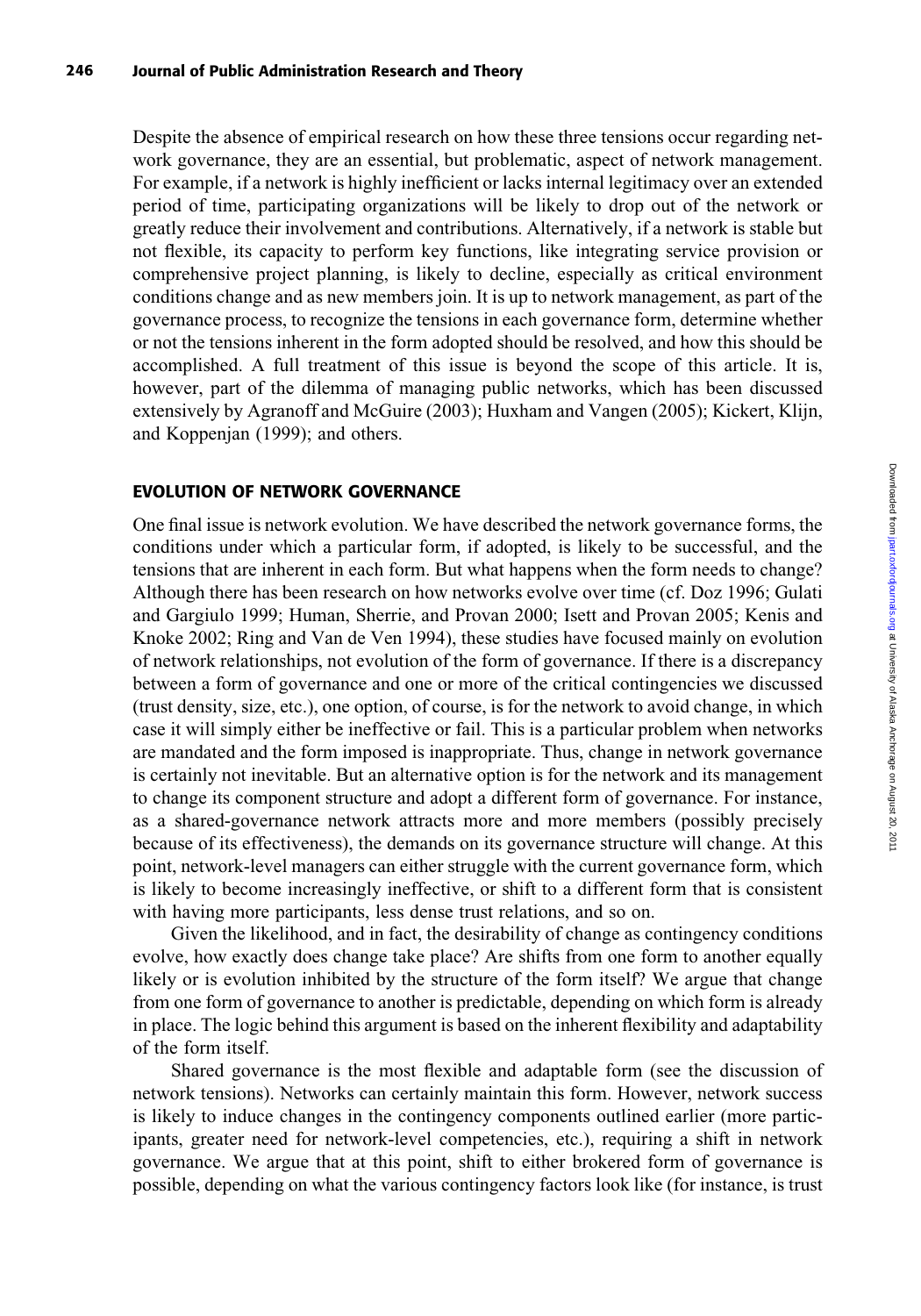Despite the absence of empirical research on how these three tensions occur regarding network governance, they are an essential, but problematic, aspect of network management. For example, if a network is highly inefficient or lacks internal legitimacy over an extended period of time, participating organizations will be likely to drop out of the network or greatly reduce their involvement and contributions. Alternatively, if a network is stable but not flexible, its capacity to perform key functions, like integrating service provision or comprehensive project planning, is likely to decline, especially as critical environment conditions change and as new members join. It is up to network management, as part of the governance process, to recognize the tensions in each governance form, determine whether or not the tensions inherent in the form adopted should be resolved, and how this should be accomplished. A full treatment of this issue is beyond the scope of this article. It is, however, part of the dilemma of managing public networks, which has been discussed extensively by Agranoff and McGuire (2003); Huxham and Vangen (2005); Kickert, Klijn, and Koppenjan (1999); and others.

## EVOLUTION OF NETWORK GOVERNANCE

One final issue is network evolution. We have described the network governance forms, the conditions under which a particular form, if adopted, is likely to be successful, and the tensions that are inherent in each form. But what happens when the form needs to change? Although there has been research on how networks evolve over time (cf. Doz 1996; Gulati and Gargiulo 1999; Human, Sherrie, and Provan 2000; Isett and Provan 2005; Kenis and Knoke 2002; Ring and Van de Ven 1994), these studies have focused mainly on evolution of network relationships, not evolution of the form of governance. If there is a discrepancy between a form of governance and one or more of the critical contingencies we discussed (trust density, size, etc.), one option, of course, is for the network to avoid change, in which case it will simply either be ineffective or fail. This is a particular problem when networks are mandated and the form imposed is inappropriate. Thus, change in network governance is certainly not inevitable. But an alternative option is for the network and its management to change its component structure and adopt a different form of governance. For instance, as a shared-governance network attracts more and more members (possibly precisely because of its effectiveness), the demands on its governance structure will change. At this point, network-level managers can either struggle with the current governance form, which is likely to become increasingly ineffective, or shift to a different form that is consistent with having more participants, less dense trust relations, and so on.

Given the likelihood, and in fact, the desirability of change as contingency conditions evolve, how exactly does change take place? Are shifts from one form to another equally likely or is evolution inhibited by the structure of the form itself? We argue that change from one form of governance to another is predictable, depending on which form is already in place. The logic behind this argument is based on the inherent flexibility and adaptability of the form itself.

Shared governance is the most flexible and adaptable form (see the discussion of network tensions). Networks can certainly maintain this form. However, network success is likely to induce changes in the contingency components outlined earlier (more participants, greater need for network-level competencies, etc.), requiring a shift in network governance. We argue that at this point, shift to either brokered form of governance is possible, depending on what the various contingency factors look like (for instance, is trust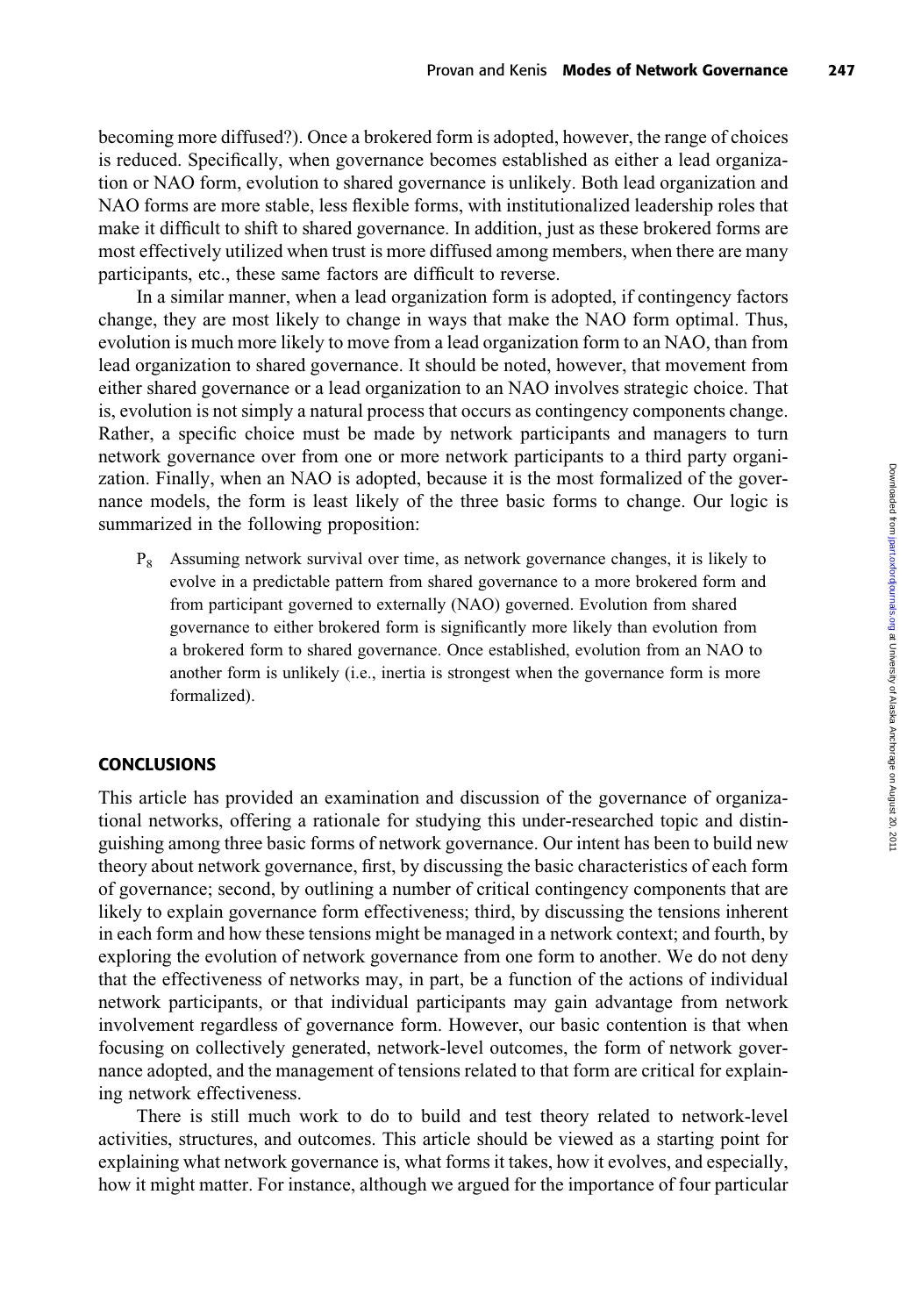becoming more diffused?). Once a brokered form is adopted, however, the range of choices is reduced. Specifically, when governance becomes established as either a lead organization or NAO form, evolution to shared governance is unlikely. Both lead organization and NAO forms are more stable, less flexible forms, with institutionalized leadership roles that make it difficult to shift to shared governance. In addition, just as these brokered forms are most effectively utilized when trust is more diffused among members, when there are many participants, etc., these same factors are difficult to reverse.

In a similar manner, when a lead organization form is adopted, if contingency factors change, they are most likely to change in ways that make the NAO form optimal. Thus, evolution is much more likely to move from a lead organization form to an NAO, than from lead organization to shared governance. It should be noted, however, that movement from either shared governance or a lead organization to an NAO involves strategic choice. That is, evolution is not simply a natural process that occurs as contingency components change. Rather, a specific choice must be made by network participants and managers to turn network governance over from one or more network participants to a third party organization. Finally, when an NAO is adopted, because it is the most formalized of the governance models, the form is least likely of the three basic forms to change. Our logic is summarized in the following proposition:

> $P_8$ Assuming network survival over time, as network governance changes, it is likely to evolve in a predictable pattern from shared governance to a more brokered form and from participant governed to externally (NAO) governed. Evolution from shared governance to either brokered form is significantly more likely than evolution from a brokered form to shared governance. Once established, evolution from an NAO to another form is unlikely (i.e., inertia is strongest when the governance form is more formalized).

## CONCLUSIONS

This article has provided an examination and discussion of the governance of organizational networks, offering a rationale for studying this under-researched topic and distinguishing among three basic forms of network governance. Our intent has been to build new theory about network governance, first, by discussing the basic characteristics of each form of governance; second, by outlining a number of critical contingency components that are likely to explain governance form effectiveness; third, by discussing the tensions inherent in each form and how these tensions might be managed in a network context; and fourth, by exploring the evolution of network governance from one form to another. We do not deny that the effectiveness of networks may, in part, be a function of the actions of individual network participants, or that individual participants may gain advantage from network involvement regardless of governance form. However, our basic contention is that when focusing on collectively generated, network-level outcomes, the form of network governance adopted, and the management of tensions related to that form are critical for explaining network effectiveness.

There is still much work to do to build and test theory related to network-level activities, structures, and outcomes. This article should be viewed as a starting point for explaining what network governance is, what forms it takes, how it evolves, and especially, how it might matter. For instance, although we argued for the importance of four particular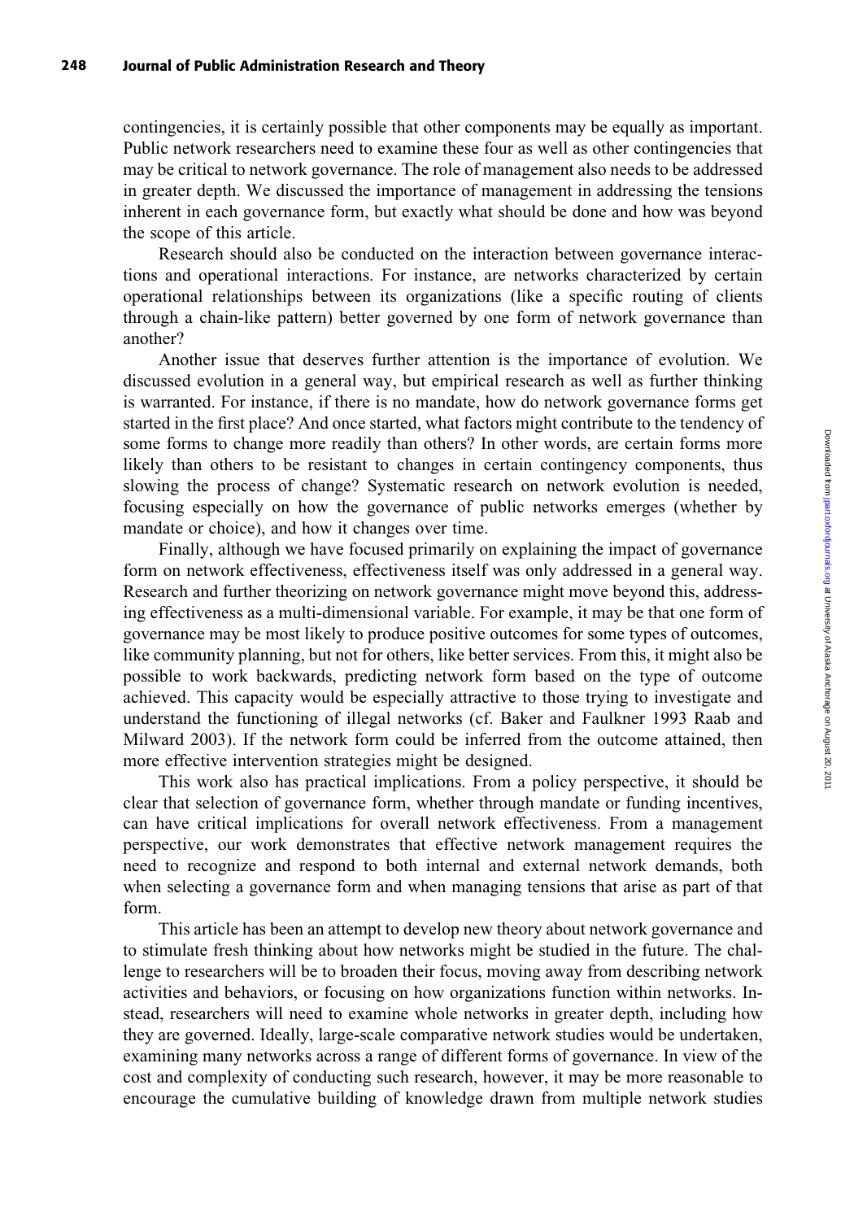contingencies, it is certainly possible that other components may be equally as important. Public network researchers need to examine these four as well as other contingencies that may be critical to network governance. The role of management also needs to be addressed in greater depth. We discussed the importance of management in addressing the tensions inherent in each governance form, but exactly what should be done and how was beyond the scope of this article.

Research should also be conducted on the interaction between governance interactions and operational interactions. For instance, are networks characterized by certain operational relationships between its organizations (like a specific routing of clients through a chain-like pattern) better governed by one form of network governance than another?

Another issue that deserves further attention is the importance of evolution. We discussed evolution in a general way, but empirical research as well as further thinking is warranted. For instance, if there is no mandate, how do network governance forms get started in the first place? And once started, what factors might contribute to the tendency of some forms to change more readily than others? In other words, are certain forms more likely than others to be resistant to changes in certain contingency components, thus slowing the process of change? Systematic research on network evolution is needed, focusing especially on how the governance of public networks emerges (whether by mandate or choice), and how it changes over time.

Finally, although we have focused primarily on explaining the impact of governance form on network effectiveness, effectiveness itself was only addressed in a general way. Research and further theorizing on network governance might move beyond this, addressing effectiveness as a multi-dimensional variable. For example, it may be that one form of governance may be most likely to produce positive outcomes for some types of outcomes, like community planning, but not for others, like better services. From this, it might also be possible to work backwards, predicting network form based on the type of outcome achieved. This capacity would be especially attractive to those trying to investigate and understand the functioning of illegal networks (cf. Baker and Faulkner 1993 Raab and Milward 2003). If the network form could be inferred from the outcome attained, then more effective intervention strategies might be designed.

This work also has practical implications. From a policy perspective, it should be clear that selection of governance form, whether through mandate or funding incentives, can have critical implications for overall network effectiveness. From a management perspective, our work demonstrates that effective network management requires the need to recognize and respond to both internal and external network demands, both when selecting a governance form and when managing tensions that arise as part of that form.

This article has been an attempt to develop new theory about network governance and to stimulate fresh thinking about how networks might be studied in the future. The challenge to researchers will be to broaden their focus, moving away from describing network activities and behaviors, or focusing on how organizations function within networks. Instead, researchers will need to examine whole networks in greater depth, including how they are governed. Ideally, large-scale comparative network studies would be undertaken, examining many networks across a range of different forms of governance. In view of the cost and complexity of conducting such research, however, it may be more reasonable to encourage the cumulative building of knowledge drawn from multiple network studies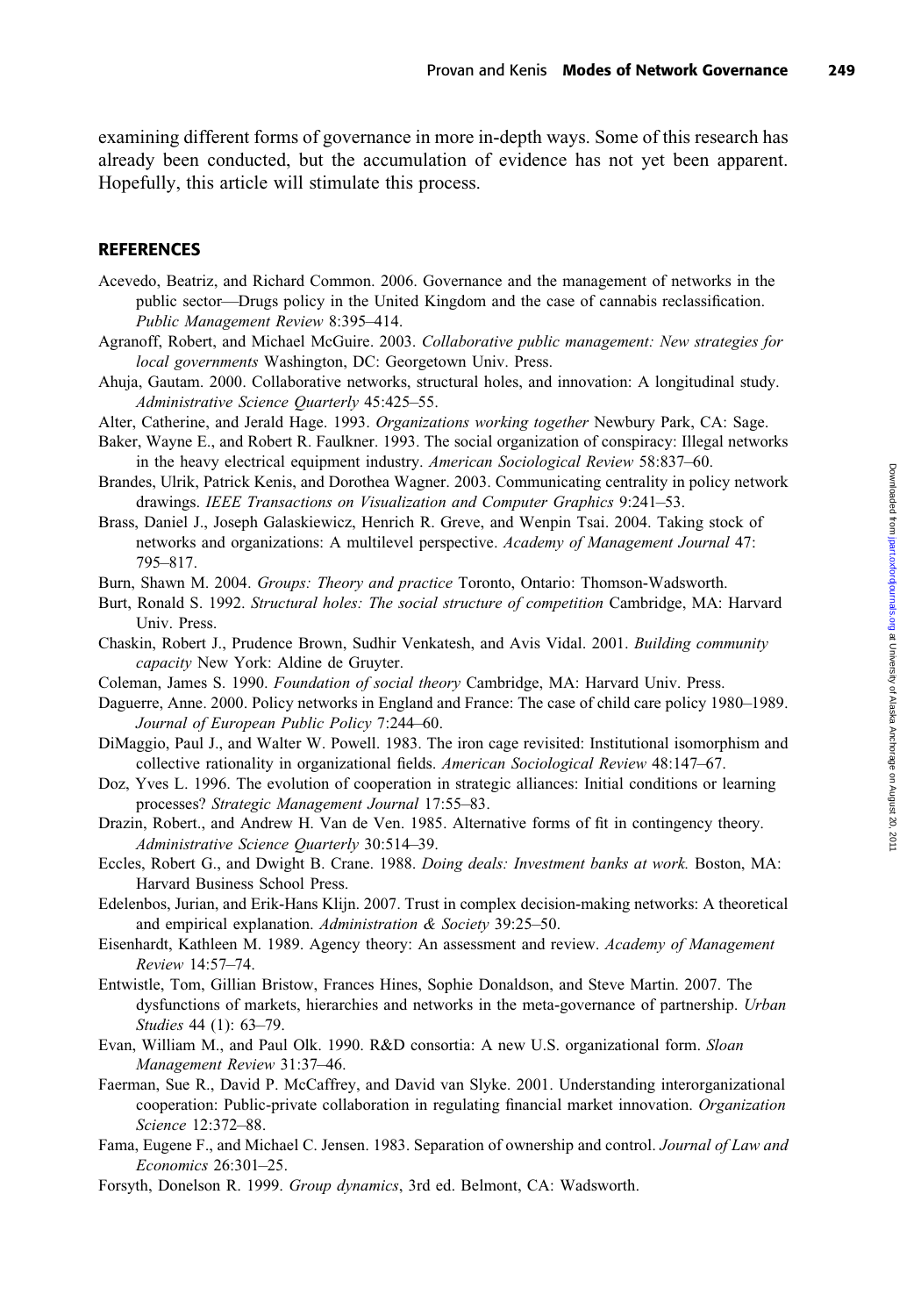examining different forms of governance in more in-depth ways. Some of this research has already been conducted, but the accumulation of evidence has not yet been apparent. Hopefully, this article will stimulate this process.

## REFERENCES

Acevedo, Beatriz, and Richard Common. 2006. Governance and the management of networks in the public sector—Drugs policy in the United Kingdom and the case of cannabis reclassification. *Public Management Review* 8:395–414.

Agranoff, Robert, and Michael McGuire. 2003. *Collaborative public management: New strategies for local governments* Washington, DC: Georgetown Univ. Press.

Ahuja, Gautam. 2000. Collaborative networks, structural holes, and innovation: A longitudinal study. *Administrative Science Quarterly* 45:425–55.

Alter, Catherine, and Jerald Hage. 1993. *Organizations working together* Newbury Park, CA: Sage.

Baker, Wayne E., and Robert R. Faulkner. 1993. The social organization of conspiracy: Illegal networks in the heavy electrical equipment industry. *American Sociological Review* 58:837–60.

Brandes, Ulrik, Patrick Kenis, and Dorothea Wagner. 2003. Communicating centrality in policy network drawings. *IEEE Transactions on Visualization and Computer Graphics* 9:241–53.

Brass, Daniel J., Joseph Galaskiewicz, Henrich R. Greve, and Wenpin Tsai. 2004. Taking stock of networks and organizations: A multilevel perspective. *Academy of Management Journal* 47: 795–817.

Burn, Shawn M. 2004. *Groups: Theory and practice* Toronto, Ontario: Thomson-Wadsworth.

Burt, Ronald S. 1992. *Structural holes: The social structure of competition* Cambridge, MA: Harvard Univ. Press.

Chaskin, Robert J., Prudence Brown, Sudhir Venkatesh, and Avis Vidal. 2001. *Building community capacity* New York: Aldine de Gruyter.

Coleman, James S. 1990. *Foundation of social theory* Cambridge, MA: Harvard Univ. Press.

Daguerre, Anne. 2000. Policy networks in England and France: The case of child care policy 1980–1989. *Journal of European Public Policy* 7:244–60.

DiMaggio, Paul J., and Walter W. Powell. 1983. The iron cage revisited: Institutional isomorphism and collective rationality in organizational fields. *American Sociological Review* 48:147–67.

Doz, Yves L. 1996. The evolution of cooperation in strategic alliances: Initial conditions or learning processes? *Strategic Management Journal* 17:55–83.

Drazin, Robert., and Andrew H. Van de Ven. 1985. Alternative forms of fit in contingency theory. *Administrative Science Quarterly* 30:514–39.

Eccles, Robert G., and Dwight B. Crane. 1988. *Doing deals: Investment banks at work.* Boston, MA: Harvard Business School Press.

Edelenbos, Jurian, and Erik-Hans Klijn. 2007. Trust in complex decision-making networks: A theoretical and empirical explanation. *Administration & Society* 39:25–50.

Eisenhardt, Kathleen M. 1989. Agency theory: An assessment and review. *Academy of Management Review* 14:57–74.

Entwistle, Tom, Gillian Bristow, Frances Hines, Sophie Donaldson, and Steve Martin. 2007. The dysfunctions of markets, hierarchies and networks in the meta-governance of partnership. *Urban Studies* 44 (1): 63–79.

Evan, William M., and Paul Olk. 1990. R&D consortia: A new U.S. organizational form. *Sloan Management Review* 31:37–46.

Faerman, Sue R., David P. McCaffrey, and David van Slyke. 2001. Understanding interorganizational cooperation: Public-private collaboration in regulating financial market innovation. *Organization Science* 12:372–88.

Fama, Eugene F., and Michael C. Jensen. 1983. Separation of ownership and control. *Journal of Law and Economics* 26:301–25.

Forsyth, Donelson R. 1999. *Group dynamics*, 3rd ed. Belmont, CA: Wadsworth.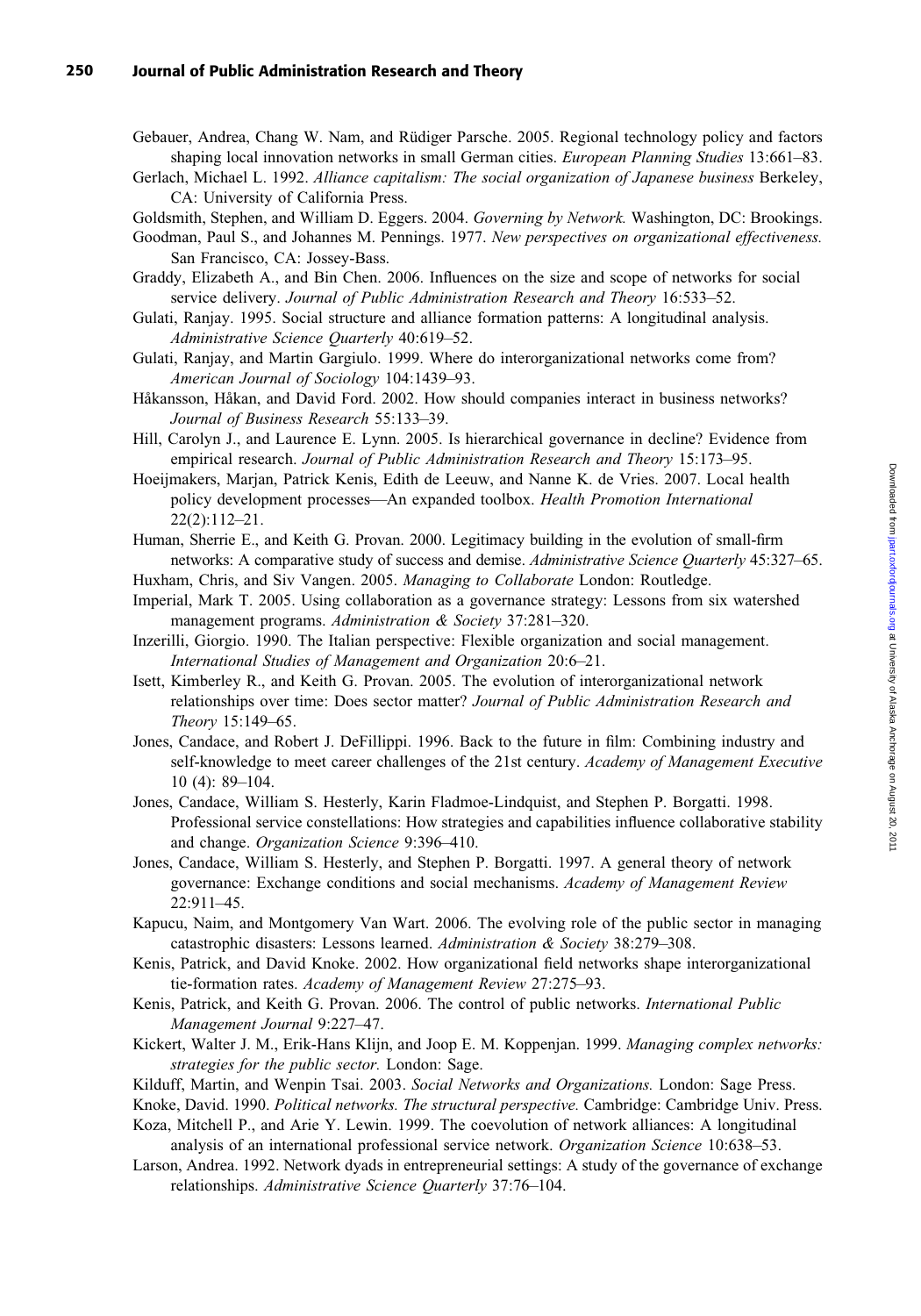Gebauer, Andrea, Chang W. Nam, and Rüdiger Parsche. 2005. Regional technology policy and factors shaping local innovation networks in small German cities. *European Planning Studies* 13:661–83.

Gerlach, Michael L. 1992. *Alliance capitalism: The social organization of Japanese business* Berkeley, CA: University of California Press.

Goldsmith, Stephen, and William D. Eggers. 2004. *Governing by Network.* Washington, DC: Brookings.

Goodman, Paul S., and Johannes M. Pennings. 1977. *New perspectives on organizational effectiveness.* San Francisco, CA: Jossey-Bass.

Graddy, Elizabeth A., and Bin Chen. 2006. Influences on the size and scope of networks for social service delivery. *Journal of Public Administration Research and Theory* 16:533–52.

Gulati, Ranjay. 1995. Social structure and alliance formation patterns: A longitudinal analysis. *Administrative Science Quarterly* 40:619–52.

Gulati, Ranjay, and Martin Gargiulo. 1999. Where do interorganizational networks come from? *American Journal of Sociology* 104:1439–93.

Håkansson, Håkan, and David Ford. 2002. How should companies interact in business networks? *Journal of Business Research* 55:133–39.

Hill, Carolyn J., and Laurence E. Lynn. 2005. Is hierarchical governance in decline? Evidence from empirical research. *Journal of Public Administration Research and Theory* 15:173–95.

Hoeijmakers, Marjan, Patrick Kenis, Edith de Leeuw, and Nanne K. de Vries. 2007. Local health policy development processes—An expanded toolbox. *Health Promotion International* 22(2):112–21.

Human, Sherrie E., and Keith G. Provan. 2000. Legitimacy building in the evolution of small-firm networks: A comparative study of success and demise. *Administrative Science Quarterly* 45:327–65.

Huxham, Chris, and Siv Vangen. 2005. *Managing to Collaborate* London: Routledge.

Imperial, Mark T. 2005. Using collaboration as a governance strategy: Lessons from six watershed management programs. *Administration & Society* 37:281–320.

Inzerilli, Giorgio. 1990. The Italian perspective: Flexible organization and social management. *International Studies of Management and Organization* 20:6–21.

Isett, Kimberley R., and Keith G. Provan. 2005. The evolution of interorganizational network relationships over time: Does sector matter? *Journal of Public Administration Research and Theory* 15:149–65.

Jones, Candace, and Robert J. DeFillippi. 1996. Back to the future in film: Combining industry and self-knowledge to meet career challenges of the 21st century. *Academy of Management Executive* 10 (4): 89–104.

Jones, Candace, William S. Hesterly, Karin Fladmoe-Lindquist, and Stephen P. Borgatti. 1998. Professional service constellations: How strategies and capabilities influence collaborative stability and change. *Organization Science* 9:396–410.

Jones, Candace, William S. Hesterly, and Stephen P. Borgatti. 1997. A general theory of network governance: Exchange conditions and social mechanisms. *Academy of Management Review* 22:911–45.

Kapucu, Naim, and Montgomery Van Wart. 2006. The evolving role of the public sector in managing catastrophic disasters: Lessons learned. *Administration & Society* 38:279–308.

Kenis, Patrick, and David Knoke. 2002. How organizational field networks shape interorganizational tie-formation rates. *Academy of Management Review* 27:275–93.

Kenis, Patrick, and Keith G. Provan. 2006. The control of public networks. *International Public Management Journal* 9:227–47.

Kickert, Walter J. M., Erik-Hans Klijn, and Joop E. M. Koppenjan. 1999. *Managing complex networks: strategies for the public sector.* London: Sage.

Kilduff, Martin, and Wenpin Tsai. 2003. *Social Networks and Organizations.* London: Sage Press.

Knoke, David. 1990. *Political networks. The structural perspective.* Cambridge: Cambridge Univ. Press.

Koza, Mitchell P., and Arie Y. Lewin. 1999. The coevolution of network alliances: A longitudinal analysis of an international professional service network. *Organization Science* 10:638–53.

Larson, Andrea. 1992. Network dyads in entrepreneurial settings: A study of the governance of exchange relationships. *Administrative Science Quarterly* 37:76–104.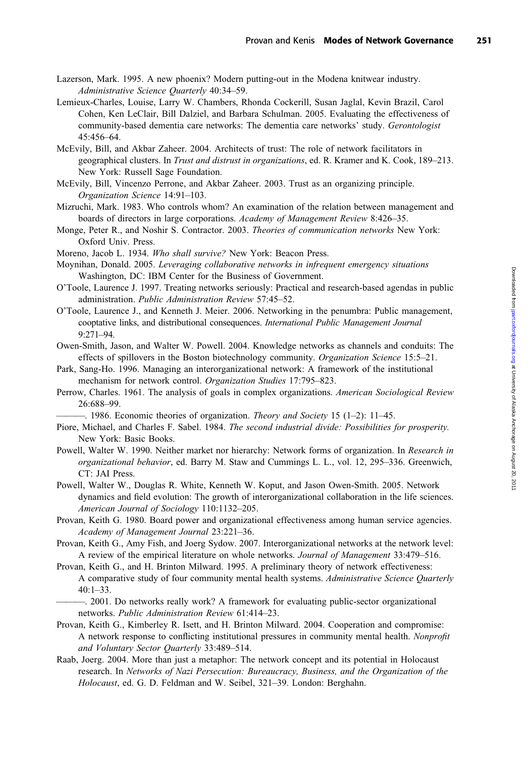Lazerson, Mark. 1995. A new phoenix? Modern putting-out in the Modena knitwear industry. *Administrative Science Quarterly* 40:34–59.

Lemieux-Charles, Louise, Larry W. Chambers, Rhonda Cockerill, Susan Jaglal, Kevin Brazil, Carol Cohen, Ken LeClair, Bill Dalziel, and Barbara Schulman. 2005. Evaluating the effectiveness of community-based dementia care networks: The dementia care networks' study. *Gerontologist* 45:456–64.

McEvily, Bill, and Akbar Zaheer. 2004. Architects of trust: The role of network facilitators in geographical clusters. In *Trust and distrust in organizations*, ed. R. Kramer and K. Cook, 189–213. New York: Russell Sage Foundation.

McEvily, Bill, Vincenzo Perrone, and Akbar Zaheer. 2003. Trust as an organizing principle. *Organization Science* 14:91–103.

Mizruchi, Mark. 1983. Who controls whom? An examination of the relation between management and boards of directors in large corporations. *Academy of Management Review* 8:426–35.

Monge, Peter R., and Noshir S. Contractor. 2003. *Theories of communication networks* New York: Oxford Univ. Press.

Moreno, Jacob L. 1934. *Who shall survive?* New York: Beacon Press.

Moynihan, Donald. 2005. *Leveraging collaborative networks in infrequent emergency situations* Washington, DC: IBM Center for the Business of Government.

O'Toole, Laurence J. 1997. Treating networks seriously: Practical and research-based agendas in public administration. *Public Administration Review* 57:45–52.

O'Toole, Laurence J., and Kenneth J. Meier. 2006. Networking in the penumbra: Public management, cooptative links, and distributional consequences. *International Public Management Journal* 9:271–94.

Owen-Smith, Jason, and Walter W. Powell. 2004. Knowledge networks as channels and conduits: The effects of spillovers in the Boston biotechnology community. *Organization Science* 15:5–21.

Park, Sang-Ho. 1996. Managing an interorganizational network: A framework of the institutional mechanism for network control. *Organization Studies* 17:795–823.

Perrow, Charles. 1961. The analysis of goals in complex organizations. *American Sociological Review* 26:688–99.

———. 1986. Economic theories of organization. *Theory and Society* 15 (1–2): 11–45.

Piore, Michael, and Charles F. Sabel. 1984. *The second industrial divide: Possibilities for prosperity.* New York: Basic Books.

Powell, Walter W. 1990. Neither market nor hierarchy: Network forms of organization. In *Research in organizational behavior*, ed. Barry M. Staw and Cummings L. L., vol. 12, 295–336. Greenwich, CT: JAI Press.

Powell, Walter W., Douglas R. White, Kenneth W. Koput, and Jason Owen-Smith. 2005. Network dynamics and field evolution: The growth of interorganizational collaboration in the life sciences. *American Journal of Sociology* 110:1132–205.

Provan, Keith G. 1980. Board power and organizational effectiveness among human service agencies. *Academy of Management Journal* 23:221–36.

Provan, Keith G., Amy Fish, and Joerg Sydow. 2007. Interorganizational networks at the network level: A review of the empirical literature on whole networks. *Journal of Management* 33:479–516.

Provan, Keith G., and H. Brinton Milward. 1995. A preliminary theory of network effectiveness: A comparative study of four community mental health systems. *Administrative Science Quarterly* 40:1–33.

———. 2001. Do networks really work? A framework for evaluating public-sector organizational networks. *Public Administration Review* 61:414–23.

Provan, Keith G., Kimberley R. Isett, and H. Brinton Milward. 2004. Cooperation and compromise: A network response to conflicting institutional pressures in community mental health. *Nonprofit and Voluntary Sector Quarterly* 33:489–514.

Raab, Joerg. 2004. More than just a metaphor: The network concept and its potential in Holocaust research. In *Networks of Nazi Persecution: Bureaucracy, Business, and the Organization of the Holocaust*, ed. G. D. Feldman and W. Seibel, 321–39. London: Berghahn.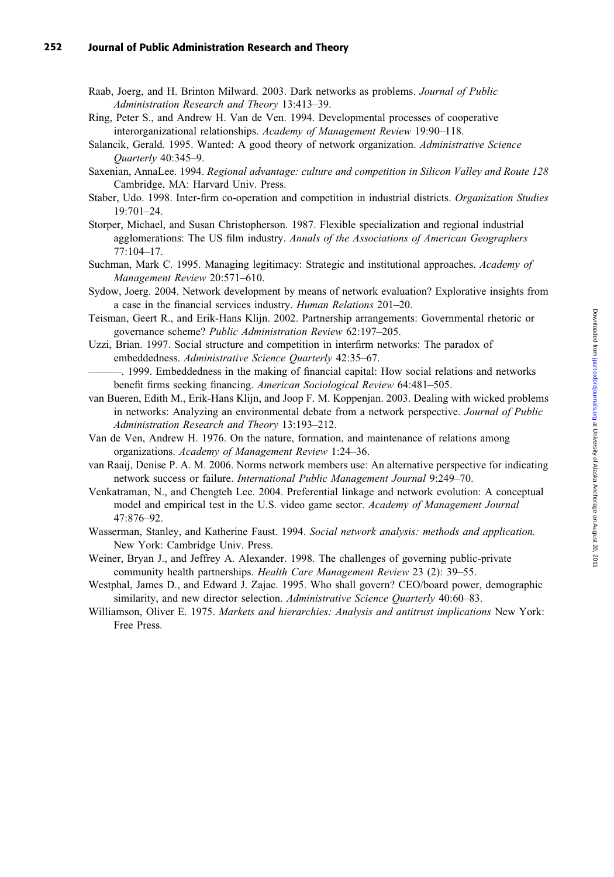Raab, Joerg, and H. Brinton Milward. 2003. Dark networks as problems. *Journal of Public Administration Research and Theory* 13:413–39.

Ring, Peter S., and Andrew H. Van de Ven. 1994. Developmental processes of cooperative interorganizational relationships. *Academy of Management Review* 19:90–118.

Salancik, Gerald. 1995. Wanted: A good theory of network organization. *Administrative Science Quarterly* 40:345–9.

Saxenian, AnnaLee. 1994. *Regional advantage: culture and competition in Silicon Valley and Route 128* Cambridge, MA: Harvard Univ. Press.

Staber, Udo. 1998. Inter-firm co-operation and competition in industrial districts. *Organization Studies* 19:701–24.

Storper, Michael, and Susan Christopherson. 1987. Flexible specialization and regional industrial agglomerations: The US film industry. *Annals of the Associations of American Geographers* 77:104–17.

Suchman, Mark C. 1995. Managing legitimacy: Strategic and institutional approaches. *Academy of Management Review* 20:571–610.

Sydow, Joerg. 2004. Network development by means of network evaluation? Explorative insights from a case in the financial services industry. *Human Relations* 201–20.

Teisman, Geert R., and Erik-Hans Klijn. 2002. Partnership arrangements: Governmental rhetoric or governance scheme? *Public Administration Review* 62:197–205.

Uzzi, Brian. 1997. Social structure and competition in interfirm networks: The paradox of embeddedness. *Administrative Science Quarterly* 42:35–67.

———. 1999. Embeddedness in the making of financial capital: How social relations and networks benefit firms seeking financing. *American Sociological Review* 64:481–505.

van Bueren, Edith M., Erik-Hans Klijn, and Joop F. M. Koppenjan. 2003. Dealing with wicked problems in networks: Analyzing an environmental debate from a network perspective. *Journal of Public Administration Research and Theory* 13:193–212.

Van de Ven, Andrew H. 1976. On the nature, formation, and maintenance of relations among organizations. *Academy of Management Review* 1:24–36.

van Raaij, Denise P. A. M. 2006. Norms network members use: An alternative perspective for indicating network success or failure. *International Public Management Journal* 9:249–70.

Venkatraman, N., and Chengteh Lee. 2004. Preferential linkage and network evolution: A conceptual model and empirical test in the U.S. video game sector. *Academy of Management Journal* 47:876–92.

Wasserman, Stanley, and Katherine Faust. 1994. *Social network analysis: methods and application.* New York: Cambridge Univ. Press.

Weiner, Bryan J., and Jeffrey A. Alexander. 1998. The challenges of governing public-private community health partnerships. *Health Care Management Review* 23 (2): 39–55.

Westphal, James D., and Edward J. Zajac. 1995. Who shall govern? CEO/board power, demographic similarity, and new director selection. *Administrative Science Quarterly* 40:60–83.

Williamson, Oliver E. 1975. *Markets and hierarchies: Analysis and antitrust implications* New York: Free Press.